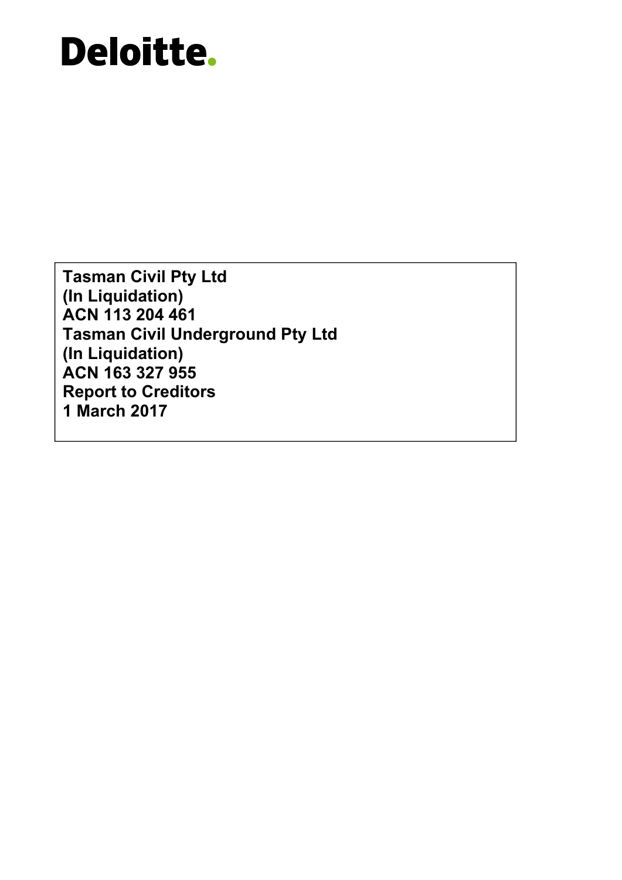Deloitte.

**Tasman Civil Pty Ltd**
**(In Liquidation)**
**ACN 113 204 461**
**Tasman Civil Underground Pty Ltd**
**(In Liquidation)**
**ACN 163 327 955**
**Report to Creditors**
**1 March 2017**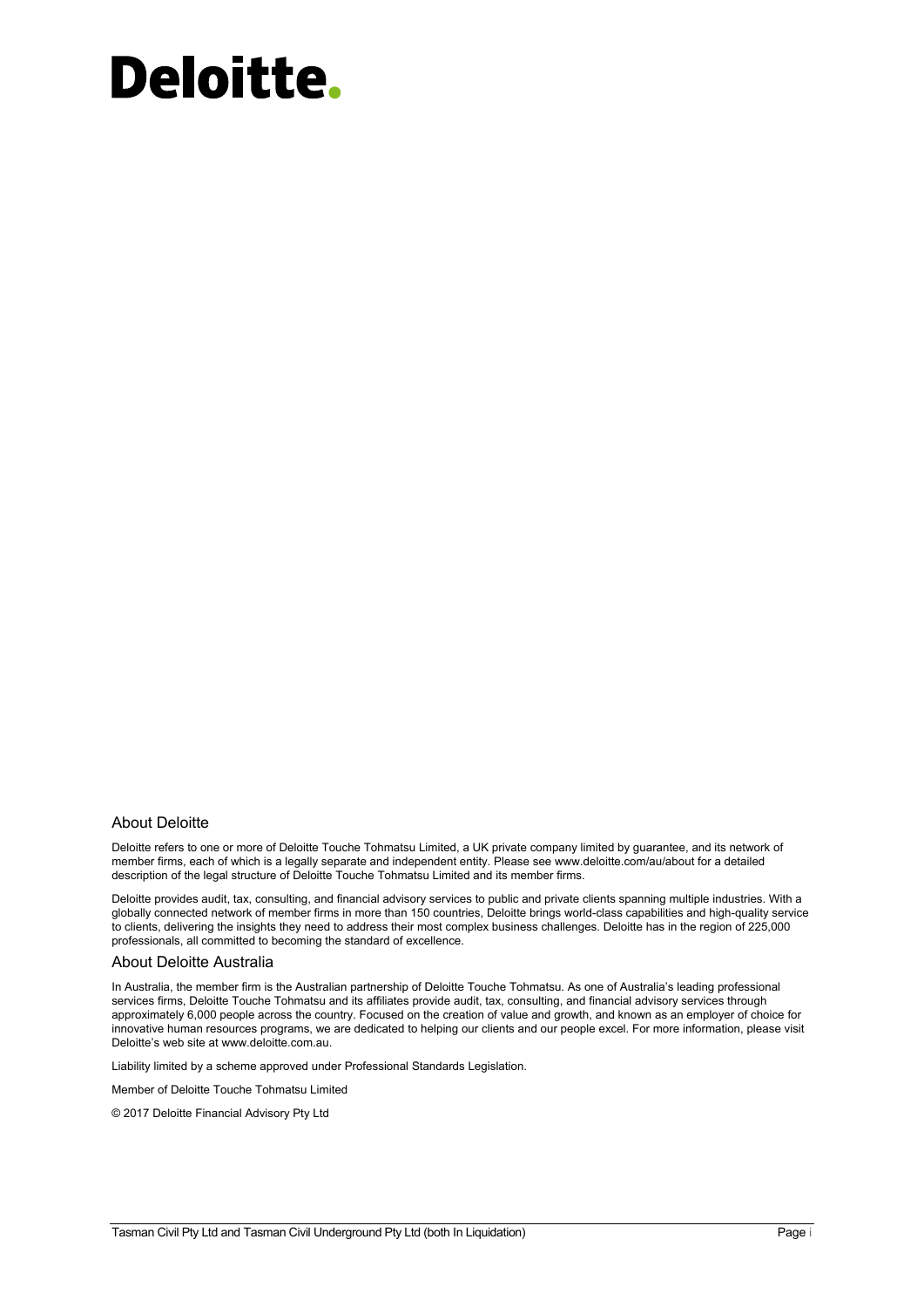# Deloitte.

## About Deloitte

Deloitte refers to one or more of Deloitte Touche Tohmatsu Limited, a UK private company limited by guarantee, and its network of member firms, each of which is a legally separate and independent entity. Please see www.deloitte.com/au/about for a detailed description of the legal structure of Deloitte Touche Tohmatsu Limited and its member firms.

Deloitte provides audit, tax, consulting, and financial advisory services to public and private clients spanning multiple industries. With a globally connected network of member firms in more than 150 countries, Deloitte brings world-class capabilities and high-quality service to clients, delivering the insights they need to address their most complex business challenges. Deloitte has in the region of 225,000 professionals, all committed to becoming the standard of excellence.

## About Deloitte Australia

In Australia, the member firm is the Australian partnership of Deloitte Touche Tohmatsu. As one of Australia's leading professional services firms, Deloitte Touche Tohmatsu and its affiliates provide audit, tax, consulting, and financial advisory services through approximately 6,000 people across the country. Focused on the creation of value and growth, and known as an employer of choice for innovative human resources programs, we are dedicated to helping our clients and our people excel. For more information, please visit Deloitte's web site at www.deloitte.com.au.

Liability limited by a scheme approved under Professional Standards Legislation.

Member of Deloitte Touche Tohmatsu Limited

© 2017 Deloitte Financial Advisory Pty Ltd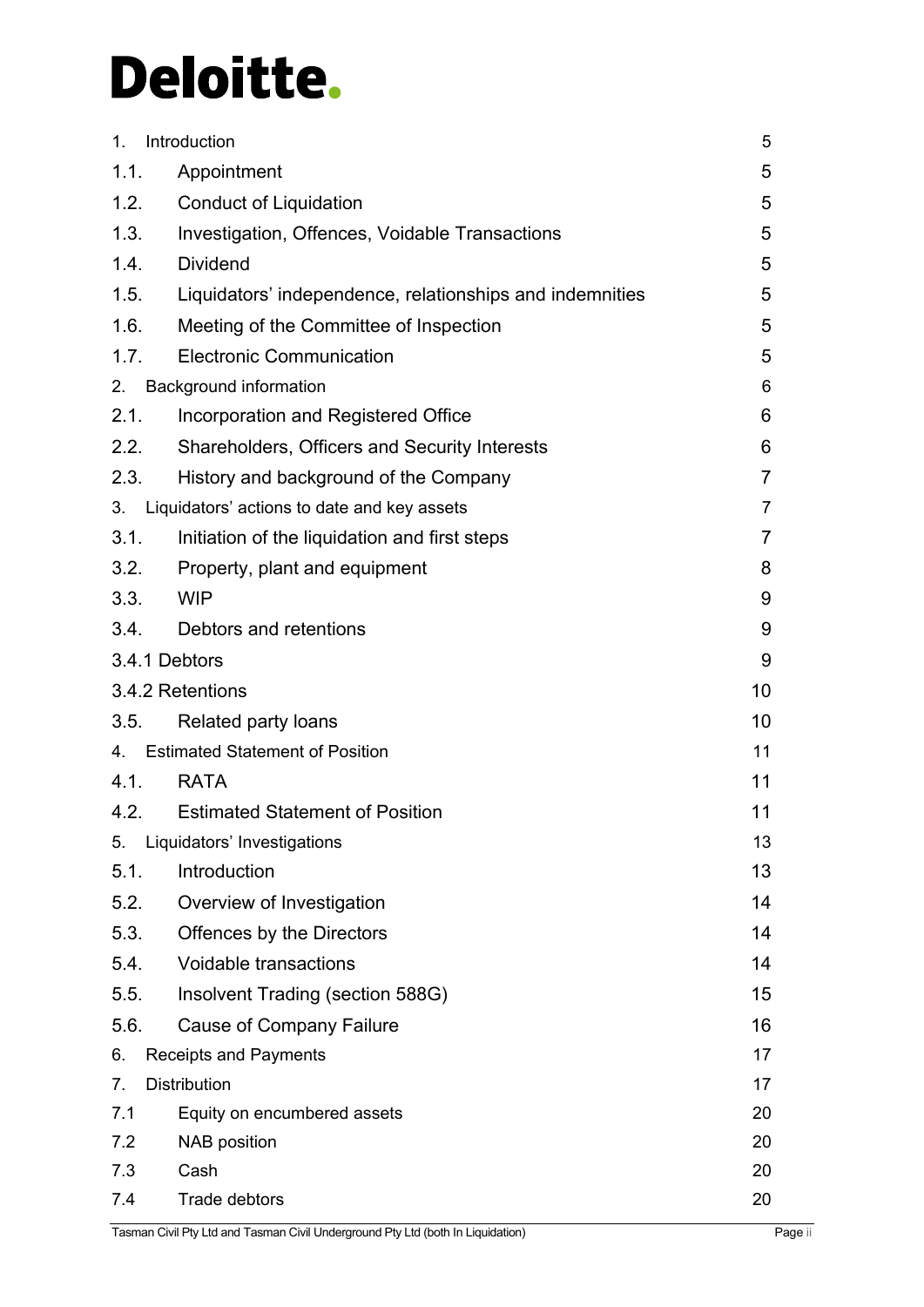Deloitte.

| | | |
|---|---|---|
| 1. | Introduction | 5 |
| 1.1. | Appointment | 5 |
| 1.2. | Conduct of Liquidation | 5 |
| 1.3. | Investigation, Offences, Voidable Transactions | 5 |
| 1.4. | Dividend | 5 |
| 1.5. | Liquidators' independence, relationships and indemnities | 5 |
| 1.6. | Meeting of the Committee of Inspection | 5 |
| 1.7. | Electronic Communication | 5 |
| 2. | Background information | 6 |
| 2.1. | Incorporation and Registered Office | 6 |
| 2.2. | Shareholders, Officers and Security Interests | 6 |
| 2.3. | History and background of the Company | 7 |
| 3. | Liquidators' actions to date and key assets | 7 |
| 3.1. | Initiation of the liquidation and first steps | 7 |
| 3.2. | Property, plant and equipment | 8 |
| 3.3. | WIP | 9 |
| 3.4. | Debtors and retentions | 9 |
| 3.4.1 | Debtors | 9 |
| 3.4.2 | Retentions | 10 |
| 3.5. | Related party loans | 10 |
| 4. | Estimated Statement of Position | 11 |
| 4.1. | RATA | 11 |
| 4.2. | Estimated Statement of Position | 11 |
| 5. | Liquidators' Investigations | 13 |
| 5.1. | Introduction | 13 |
| 5.2. | Overview of Investigation | 14 |
| 5.3. | Offences by the Directors | 14 |
| 5.4. | Voidable transactions | 14 |
| 5.5. | Insolvent Trading (section 588G) | 15 |
| 5.6. | Cause of Company Failure | 16 |
| 6. | Receipts and Payments | 17 |
| 7. | Distribution | 17 |
| 7.1 | Equity on encumbered assets | 20 |
| 7.2 | NAB position | 20 |
| 7.3 | Cash | 20 |
| 7.4 | Trade debtors | 20 |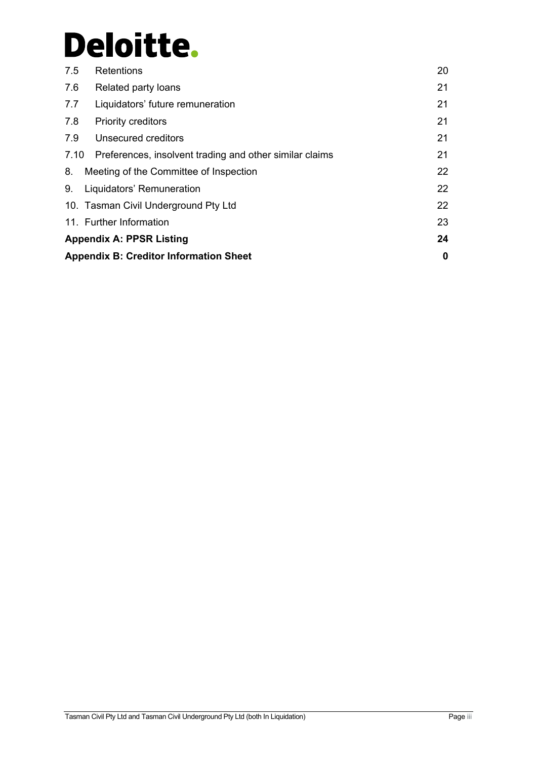| | | |
|---|---|---|
| 7.5 | Retentions | 20 |
| 7.6 | Related party loans | 21 |
| 7.7 | Liquidators' future remuneration | 21 |
| 7.8 | Priority creditors | 21 |
| 7.9 | Unsecured creditors | 21 |
| 7.10 | Preferences, insolvent trading and other similar claims | 21 |
| 8. | Meeting of the Committee of Inspection | 22 |
| 9. | Liquidators' Remuneration | 22 |
| 10. | Tasman Civil Underground Pty Ltd | 22 |
| 11. | Further Information | 23 |
| **Appendix A: PPSR Listing** | | **24** |
| **Appendix B: Creditor Information Sheet** | | **0** |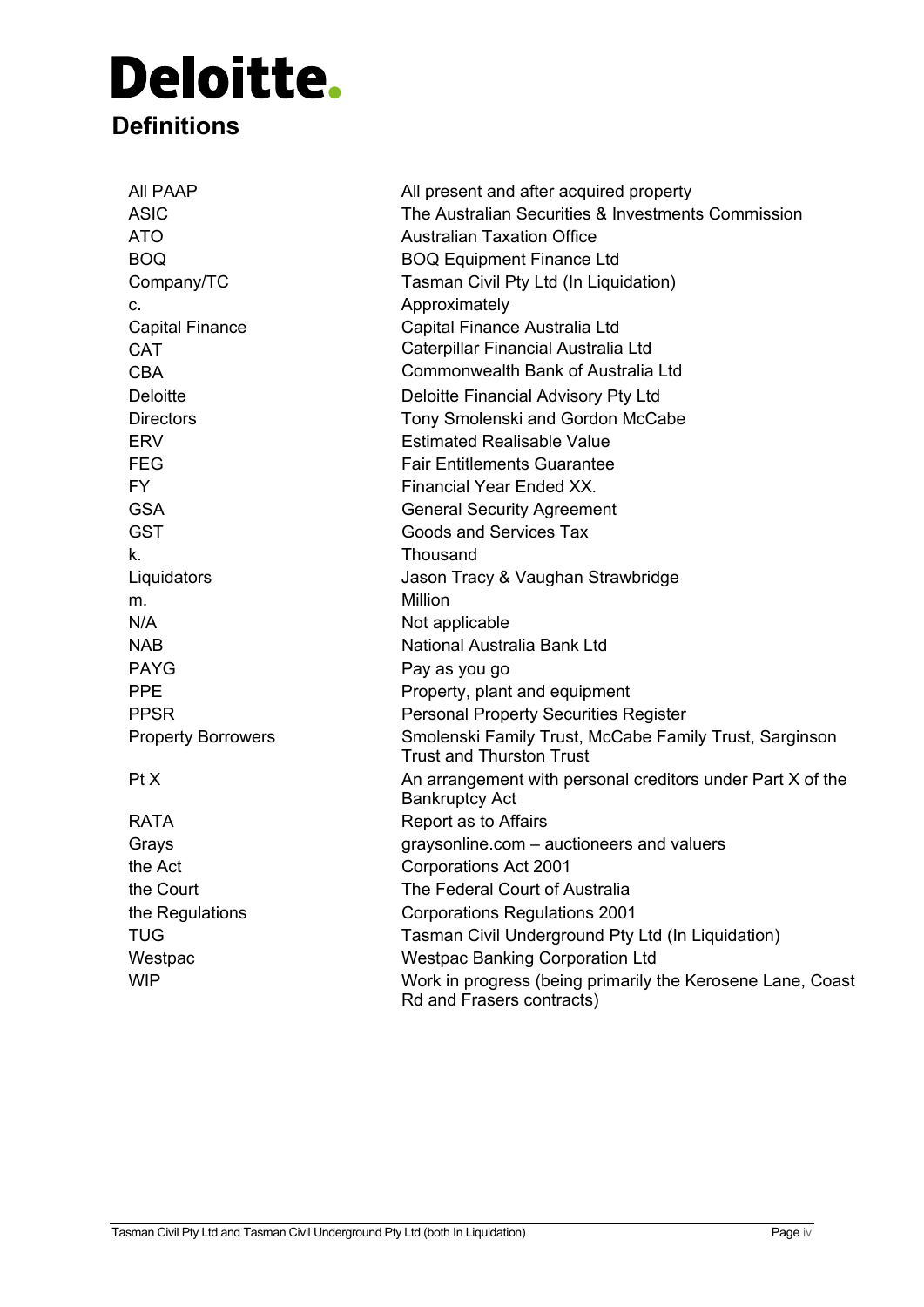# Definitions

| | |
|---|---|
| All PAAP | All present and after acquired property |
| ASIC | The Australian Securities & Investments Commission |
| ATO | Australian Taxation Office |
| BOQ | BOQ Equipment Finance Ltd |
| Company/TC | Tasman Civil Pty Ltd (In Liquidation) |
| c. | Approximately |
| Capital Finance | Capital Finance Australia Ltd |
| CAT | Caterpillar Financial Australia Ltd |
| CBA | Commonwealth Bank of Australia Ltd |
| Deloitte | Deloitte Financial Advisory Pty Ltd |
| Directors | Tony Smolenski and Gordon McCabe |
| ERV | Estimated Realisable Value |
| FEG | Fair Entitlements Guarantee |
| FY | Financial Year Ended XX. |
| GSA | General Security Agreement |
| GST | Goods and Services Tax |
| k. | Thousand |
| Liquidators | Jason Tracy & Vaughan Strawbridge |
| m. | Million |
| N/A | Not applicable |
| NAB | National Australia Bank Ltd |
| PAYG | Pay as you go |
| PPE | Property, plant and equipment |
| PPSR | Personal Property Securities Register |
| Property Borrowers | Smolenski Family Trust, McCabe Family Trust, Sarginson Trust and Thurston Trust |
| Pt X | An arrangement with personal creditors under Part X of the Bankruptcy Act |
| RATA | Report as to Affairs |
| Grays | graysonline.com – auctioneers and valuers |
| the Act | Corporations Act 2001 |
| the Court | The Federal Court of Australia |
| the Regulations | Corporations Regulations 2001 |
| TUG | Tasman Civil Underground Pty Ltd (In Liquidation) |
| Westpac | Westpac Banking Corporation Ltd |
| WIP | Work in progress (being primarily the Kerosene Lane, Coast Rd and Frasers contracts) |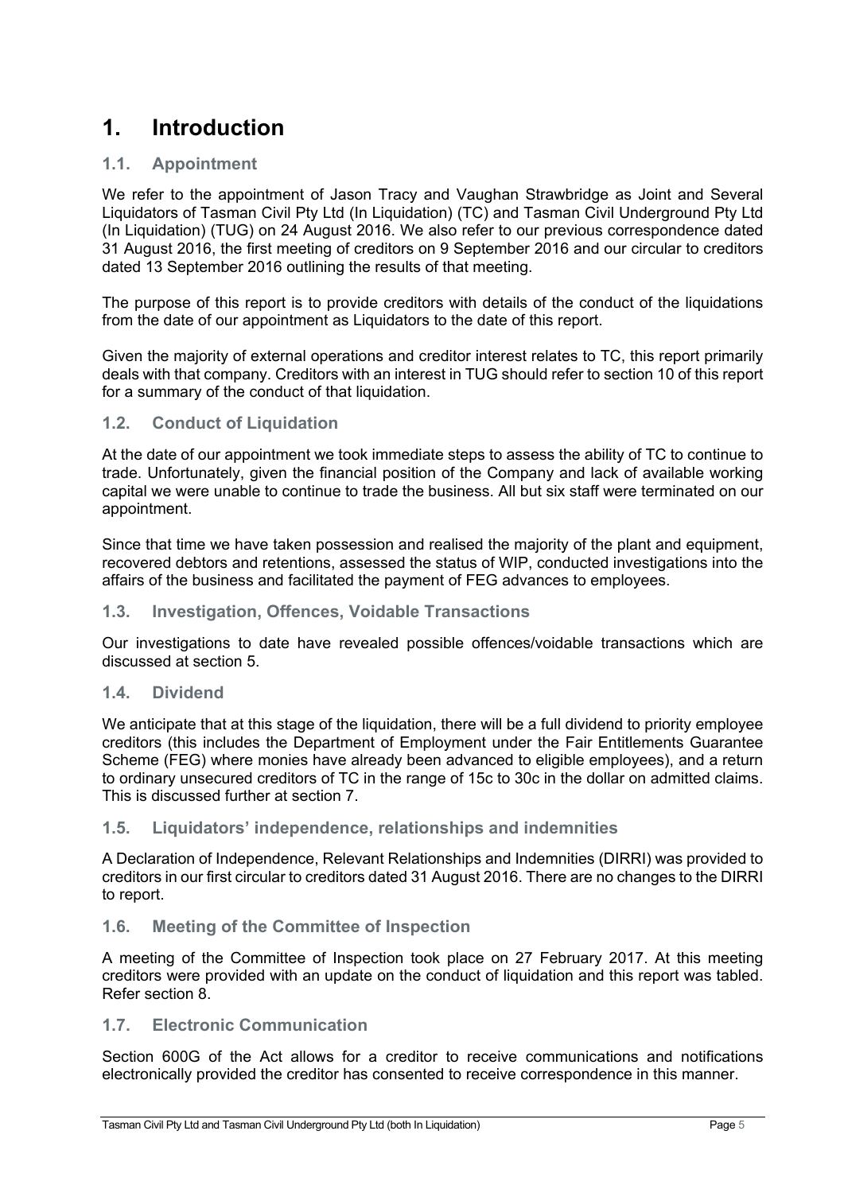# 1. Introduction

## 1.1. Appointment

We refer to the appointment of Jason Tracy and Vaughan Strawbridge as Joint and Several Liquidators of Tasman Civil Pty Ltd (In Liquidation) (TC) and Tasman Civil Underground Pty Ltd (In Liquidation) (TUG) on 24 August 2016. We also refer to our previous correspondence dated 31 August 2016, the first meeting of creditors on 9 September 2016 and our circular to creditors dated 13 September 2016 outlining the results of that meeting.

The purpose of this report is to provide creditors with details of the conduct of the liquidations from the date of our appointment as Liquidators to the date of this report.

Given the majority of external operations and creditor interest relates to TC, this report primarily deals with that company. Creditors with an interest in TUG should refer to section 10 of this report for a summary of the conduct of that liquidation.

## 1.2. Conduct of Liquidation

At the date of our appointment we took immediate steps to assess the ability of TC to continue to trade. Unfortunately, given the financial position of the Company and lack of available working capital we were unable to continue to trade the business. All but six staff were terminated on our appointment.

Since that time we have taken possession and realised the majority of the plant and equipment, recovered debtors and retentions, assessed the status of WIP, conducted investigations into the affairs of the business and facilitated the payment of FEG advances to employees.

## 1.3. Investigation, Offences, Voidable Transactions

Our investigations to date have revealed possible offences/voidable transactions which are discussed at section 5.

## 1.4. Dividend

We anticipate that at this stage of the liquidation, there will be a full dividend to priority employee creditors (this includes the Department of Employment under the Fair Entitlements Guarantee Scheme (FEG) where monies have already been advanced to eligible employees), and a return to ordinary unsecured creditors of TC in the range of 15c to 30c in the dollar on admitted claims. This is discussed further at section 7.

## 1.5. Liquidators' independence, relationships and indemnities

A Declaration of Independence, Relevant Relationships and Indemnities (DIRRI) was provided to creditors in our first circular to creditors dated 31 August 2016. There are no changes to the DIRRI to report.

## 1.6. Meeting of the Committee of Inspection

A meeting of the Committee of Inspection took place on 27 February 2017. At this meeting creditors were provided with an update on the conduct of liquidation and this report was tabled. Refer section 8.

## 1.7. Electronic Communication

Section 600G of the Act allows for a creditor to receive communications and notifications electronically provided the creditor has consented to receive correspondence in this manner.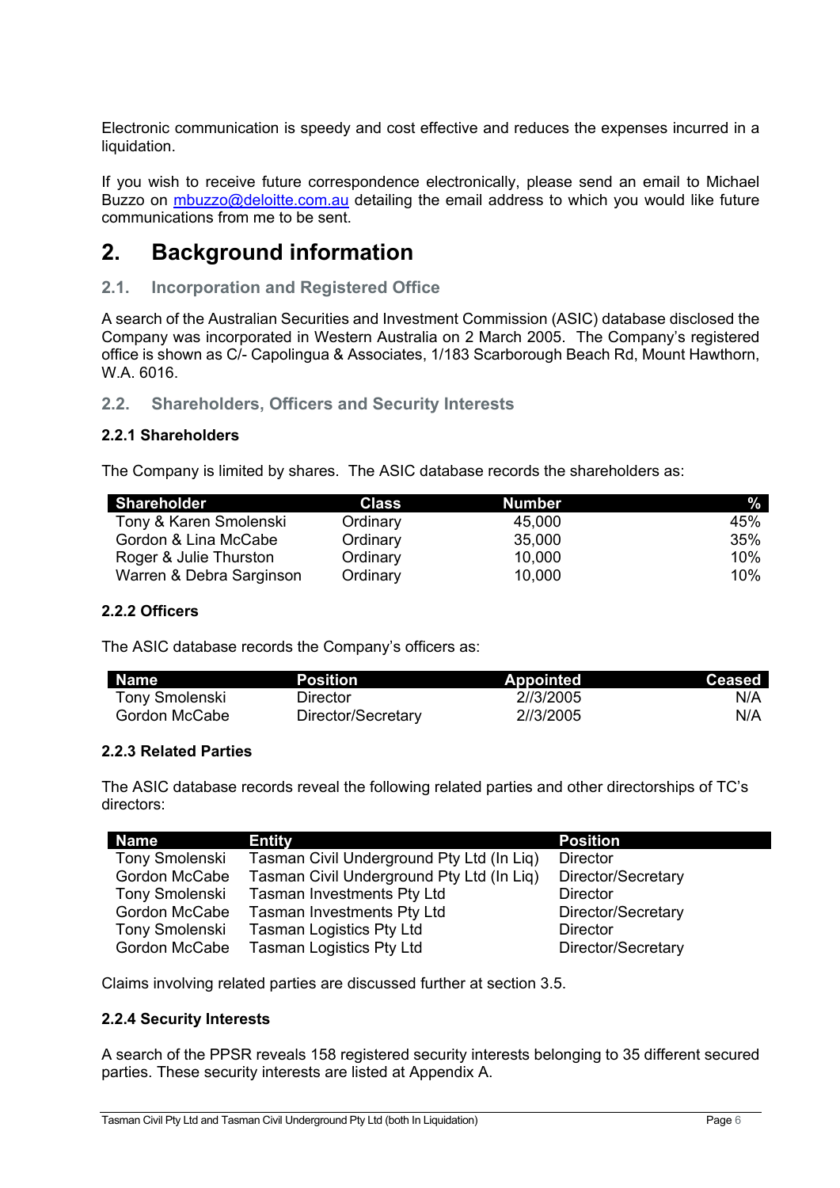Electronic communication is speedy and cost effective and reduces the expenses incurred in a liquidation.

If you wish to receive future correspondence electronically, please send an email to Michael Buzzo on mbuzzo@deloitte.com.au detailing the email address to which you would like future communications from me to be sent.

# 2. Background information

## 2.1. Incorporation and Registered Office

A search of the Australian Securities and Investment Commission (ASIC) database disclosed the Company was incorporated in Western Australia on 2 March 2005. The Company's registered office is shown as C/- Capolingua & Associates, 1/183 Scarborough Beach Rd, Mount Hawthorn, W.A. 6016.

## 2.2. Shareholders, Officers and Security Interests

### 2.2.1 Shareholders

The Company is limited by shares. The ASIC database records the shareholders as:

| Shareholder | Class | Number | % |
|---|---|---|---|
| Tony & Karen Smolenski | Ordinary | 45,000 | 45% |
| Gordon & Lina McCabe | Ordinary | 35,000 | 35% |
| Roger & Julie Thurston | Ordinary | 10,000 | 10% |
| Warren & Debra Sarginson | Ordinary | 10,000 | 10% |

### 2.2.2 Officers

The ASIC database records the Company's officers as:

| Name | Position | Appointed | Ceased |
|---|---|---|---|
| Tony Smolenski | Director | 2//3/2005 | N/A |
| Gordon McCabe | Director/Secretary | 2//3/2005 | N/A |

### 2.2.3 Related Parties

The ASIC database records reveal the following related parties and other directorships of TC's directors:

| Name | Entity | Position |
|---|---|---|
| Tony Smolenski | Tasman Civil Underground Pty Ltd (In Liq) | Director |
| Gordon McCabe | Tasman Civil Underground Pty Ltd (In Liq) | Director/Secretary |
| Tony Smolenski | Tasman Investments Pty Ltd | Director |
| Gordon McCabe | Tasman Investments Pty Ltd | Director/Secretary |
| Tony Smolenski | Tasman Logistics Pty Ltd | Director |
| Gordon McCabe | Tasman Logistics Pty Ltd | Director/Secretary |

Claims involving related parties are discussed further at section 3.5.

### 2.2.4 Security Interests

A search of the PPSR reveals 158 registered security interests belonging to 35 different secured parties. These security interests are listed at Appendix A.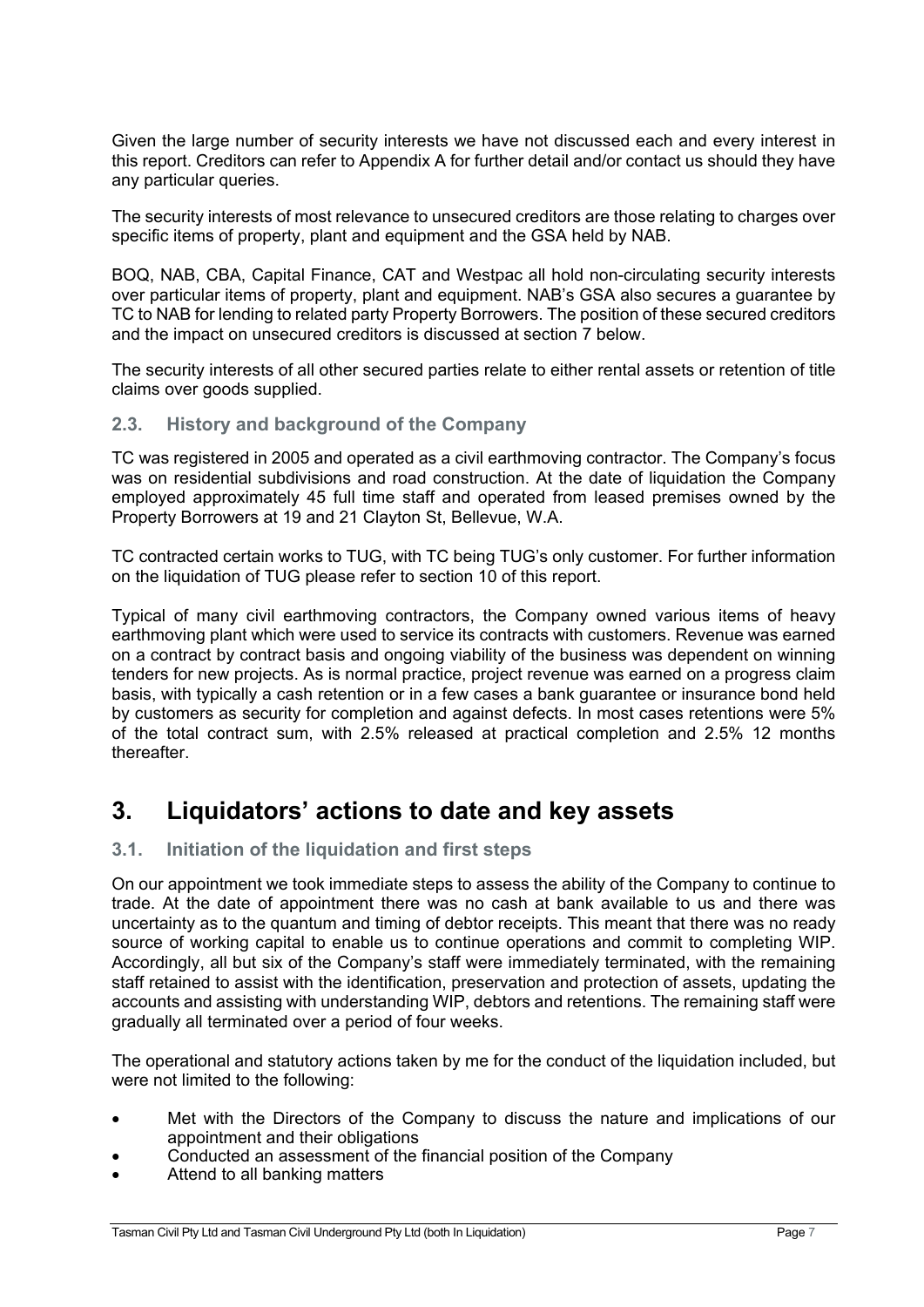Given the large number of security interests we have not discussed each and every interest in this report. Creditors can refer to Appendix A for further detail and/or contact us should they have any particular queries.

The security interests of most relevance to unsecured creditors are those relating to charges over specific items of property, plant and equipment and the GSA held by NAB.

BOQ, NAB, CBA, Capital Finance, CAT and Westpac all hold non-circulating security interests over particular items of property, plant and equipment. NAB's GSA also secures a guarantee by TC to NAB for lending to related party Property Borrowers. The position of these secured creditors and the impact on unsecured creditors is discussed at section 7 below.

The security interests of all other secured parties relate to either rental assets or retention of title claims over goods supplied.

### 2.3. History and background of the Company

TC was registered in 2005 and operated as a civil earthmoving contractor. The Company's focus was on residential subdivisions and road construction. At the date of liquidation the Company employed approximately 45 full time staff and operated from leased premises owned by the Property Borrowers at 19 and 21 Clayton St, Bellevue, W.A.

TC contracted certain works to TUG, with TC being TUG's only customer. For further information on the liquidation of TUG please refer to section 10 of this report.

Typical of many civil earthmoving contractors, the Company owned various items of heavy earthmoving plant which were used to service its contracts with customers. Revenue was earned on a contract by contract basis and ongoing viability of the business was dependent on winning tenders for new projects. As is normal practice, project revenue was earned on a progress claim basis, with typically a cash retention or in a few cases a bank guarantee or insurance bond held by customers as security for completion and against defects. In most cases retentions were 5% of the total contract sum, with 2.5% released at practical completion and 2.5% 12 months thereafter.

## 3. Liquidators' actions to date and key assets

### 3.1. Initiation of the liquidation and first steps

On our appointment we took immediate steps to assess the ability of the Company to continue to trade. At the date of appointment there was no cash at bank available to us and there was uncertainty as to the quantum and timing of debtor receipts. This meant that there was no ready source of working capital to enable us to continue operations and commit to completing WIP. Accordingly, all but six of the Company's staff were immediately terminated, with the remaining staff retained to assist with the identification, preservation and protection of assets, updating the accounts and assisting with understanding WIP, debtors and retentions. The remaining staff were gradually all terminated over a period of four weeks.

The operational and statutory actions taken by me for the conduct of the liquidation included, but were not limited to the following:

- Met with the Directors of the Company to discuss the nature and implications of our appointment and their obligations
- Conducted an assessment of the financial position of the Company
- Attend to all banking matters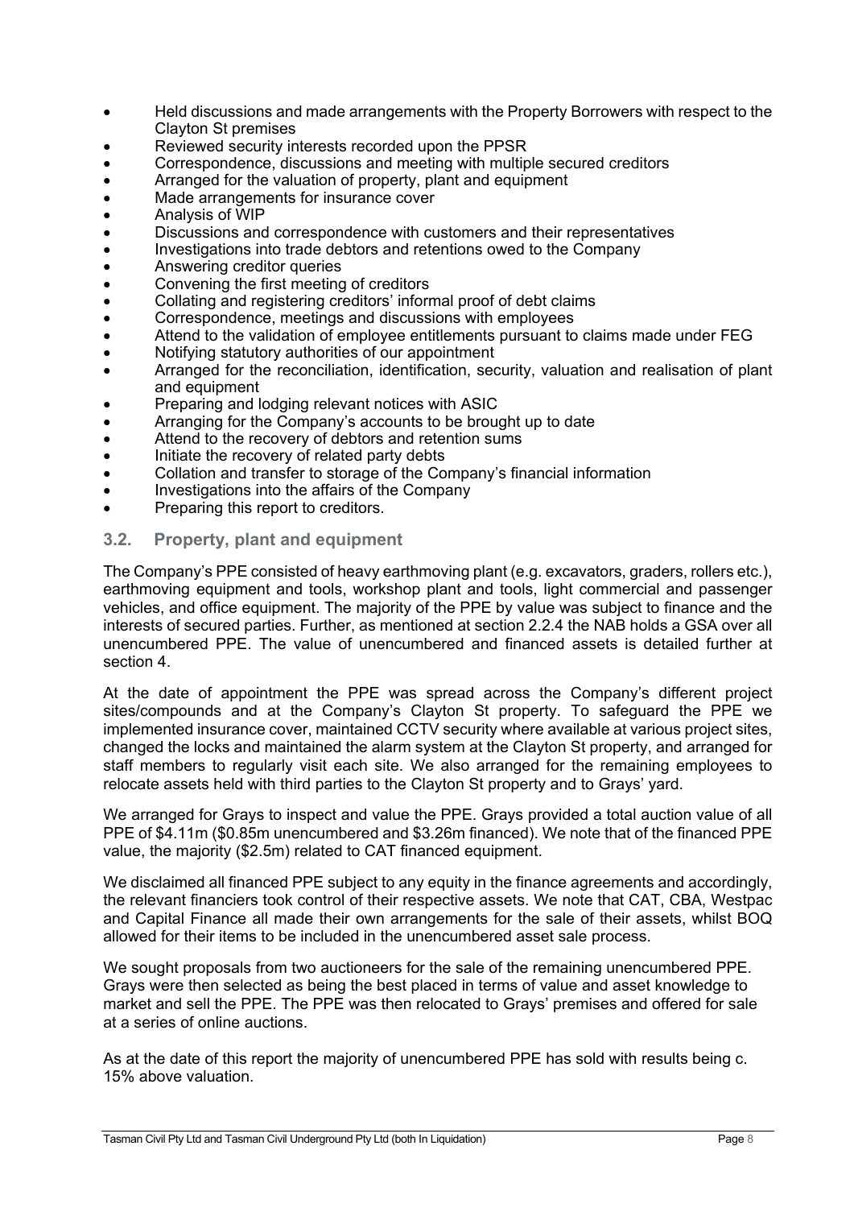- Held discussions and made arrangements with the Property Borrowers with respect to the Clayton St premises
- Reviewed security interests recorded upon the PPSR
- Correspondence, discussions and meeting with multiple secured creditors
- Arranged for the valuation of property, plant and equipment
- Made arrangements for insurance cover
- Analysis of WIP
- Discussions and correspondence with customers and their representatives
- Investigations into trade debtors and retentions owed to the Company
- Answering creditor queries
- Convening the first meeting of creditors
- Collating and registering creditors' informal proof of debt claims
- Correspondence, meetings and discussions with employees
- Attend to the validation of employee entitlements pursuant to claims made under FEG
- Notifying statutory authorities of our appointment
- Arranged for the reconciliation, identification, security, valuation and realisation of plant and equipment
- Preparing and lodging relevant notices with ASIC
- Arranging for the Company's accounts to be brought up to date
- Attend to the recovery of debtors and retention sums
- Initiate the recovery of related party debts
- Collation and transfer to storage of the Company's financial information
- Investigations into the affairs of the Company
- Preparing this report to creditors.

### 3.2. Property, plant and equipment

The Company's PPE consisted of heavy earthmoving plant (e.g. excavators, graders, rollers etc.), earthmoving equipment and tools, workshop plant and tools, light commercial and passenger vehicles, and office equipment. The majority of the PPE by value was subject to finance and the interests of secured parties. Further, as mentioned at section 2.2.4 the NAB holds a GSA over all unencumbered PPE. The value of unencumbered and financed assets is detailed further at section 4.

At the date of appointment the PPE was spread across the Company's different project sites/compounds and at the Company's Clayton St property. To safeguard the PPE we implemented insurance cover, maintained CCTV security where available at various project sites, changed the locks and maintained the alarm system at the Clayton St property, and arranged for staff members to regularly visit each site. We also arranged for the remaining employees to relocate assets held with third parties to the Clayton St property and to Grays' yard.

We arranged for Grays to inspect and value the PPE. Grays provided a total auction value of all PPE of $4.11m ($0.85m unencumbered and $3.26m financed). We note that of the financed PPE value, the majority ($2.5m) related to CAT financed equipment.

We disclaimed all financed PPE subject to any equity in the finance agreements and accordingly, the relevant financiers took control of their respective assets. We note that CAT, CBA, Westpac and Capital Finance all made their own arrangements for the sale of their assets, whilst BOQ allowed for their items to be included in the unencumbered asset sale process.

We sought proposals from two auctioneers for the sale of the remaining unencumbered PPE. Grays were then selected as being the best placed in terms of value and asset knowledge to market and sell the PPE. The PPE was then relocated to Grays' premises and offered for sale at a series of online auctions.

As at the date of this report the majority of unencumbered PPE has sold with results being c. 15% above valuation.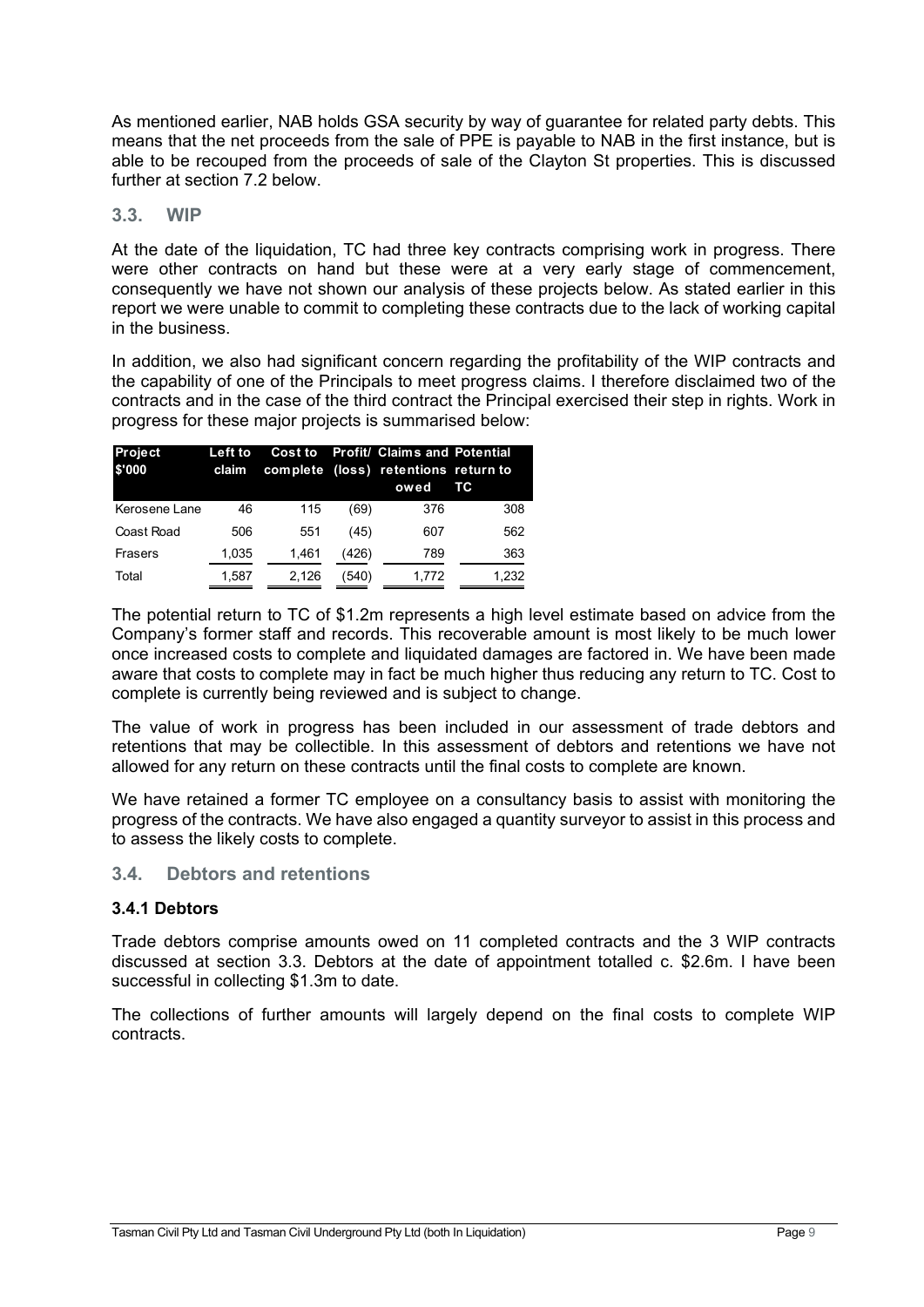As mentioned earlier, NAB holds GSA security by way of guarantee for related party debts. This means that the net proceeds from the sale of PPE is payable to NAB in the first instance, but is able to be recouped from the proceeds of sale of the Clayton St properties. This is discussed further at section 7.2 below.

## 3.3. WIP

At the date of the liquidation, TC had three key contracts comprising work in progress. There were other contracts on hand but these were at a very early stage of commencement, consequently we have not shown our analysis of these projects below. As stated earlier in this report we were unable to commit to completing these contracts due to the lack of working capital in the business.

In addition, we also had significant concern regarding the profitability of the WIP contracts and the capability of one of the Principals to meet progress claims. I therefore disclaimed two of the contracts and in the case of the third contract the Principal exercised their step in rights. Work in progress for these major projects is summarised below:

| Project $'000 | Left to claim | Cost to complete | Profit/ (loss) | Claims and retentions owed | Potential return to TC |
|---|---|---|---|---|---|
| Kerosene Lane | 46 | 115 | (69) | 376 | 308 |
| Coast Road | 506 | 551 | (45) | 607 | 562 |
| Frasers | 1,035 | 1,461 | (426) | 789 | 363 |
| Total | 1,587 | 2,126 | (540) | 1,772 | 1,232 |

The potential return to TC of $1.2m represents a high level estimate based on advice from the Company's former staff and records. This recoverable amount is most likely to be much lower once increased costs to complete and liquidated damages are factored in. We have been made aware that costs to complete may in fact be much higher thus reducing any return to TC. Cost to complete is currently being reviewed and is subject to change.

The value of work in progress has been included in our assessment of trade debtors and retentions that may be collectible. In this assessment of debtors and retentions we have not allowed for any return on these contracts until the final costs to complete are known.

We have retained a former TC employee on a consultancy basis to assist with monitoring the progress of the contracts. We have also engaged a quantity surveyor to assist in this process and to assess the likely costs to complete.

## 3.4. Debtors and retentions

### 3.4.1 Debtors

Trade debtors comprise amounts owed on 11 completed contracts and the 3 WIP contracts discussed at section 3.3. Debtors at the date of appointment totalled c. $2.6m. I have been successful in collecting $1.3m to date.

The collections of further amounts will largely depend on the final costs to complete WIP contracts.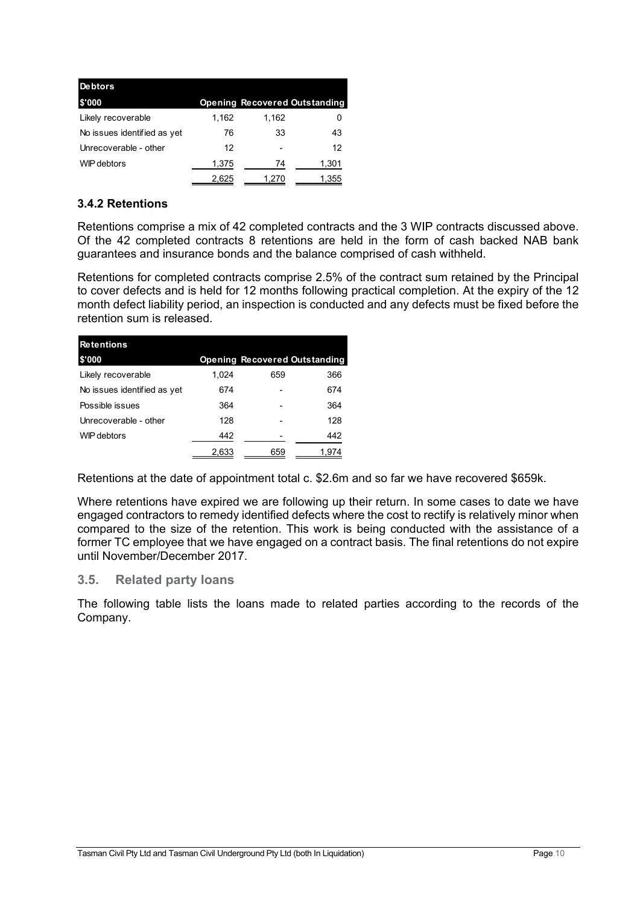| Debtors | | | |
|---|---|---|---|
| $'000 | Opening | Recovered | Outstanding |
| Likely recoverable | 1,162 | 1,162 | 0 |
| No issues identified as yet | 76 | 33 | 43 |
| Unrecoverable - other | 12 | - | 12 |
| WIP debtors | 1,375 | 74 | 1,301 |
| | 2,625 | 1,270 | 1,355 |

### 3.4.2 Retentions

Retentions comprise a mix of 42 completed contracts and the 3 WIP contracts discussed above. Of the 42 completed contracts 8 retentions are held in the form of cash backed NAB bank guarantees and insurance bonds and the balance comprised of cash withheld.

Retentions for completed contracts comprise 2.5% of the contract sum retained by the Principal to cover defects and is held for 12 months following practical completion. At the expiry of the 12 month defect liability period, an inspection is conducted and any defects must be fixed before the retention sum is released.

| Retentions | | | |
|---|---|---|---|
| $'000 | Opening | Recovered | Outstanding |
| Likely recoverable | 1,024 | 659 | 366 |
| No issues identified as yet | 674 | - | 674 |
| Possible issues | 364 | - | 364 |
| Unrecoverable - other | 128 | - | 128 |
| WIP debtors | 442 | - | 442 |
| | 2,633 | 659 | 1,974 |

Retentions at the date of appointment total c. $2.6m and so far we have recovered $659k.

Where retentions have expired we are following up their return. In some cases to date we have engaged contractors to remedy identified defects where the cost to rectify is relatively minor when compared to the size of the retention. This work is being conducted with the assistance of a former TC employee that we have engaged on a contract basis. The final retentions do not expire until November/December 2017.

## 3.5. Related party loans

The following table lists the loans made to related parties according to the records of the Company.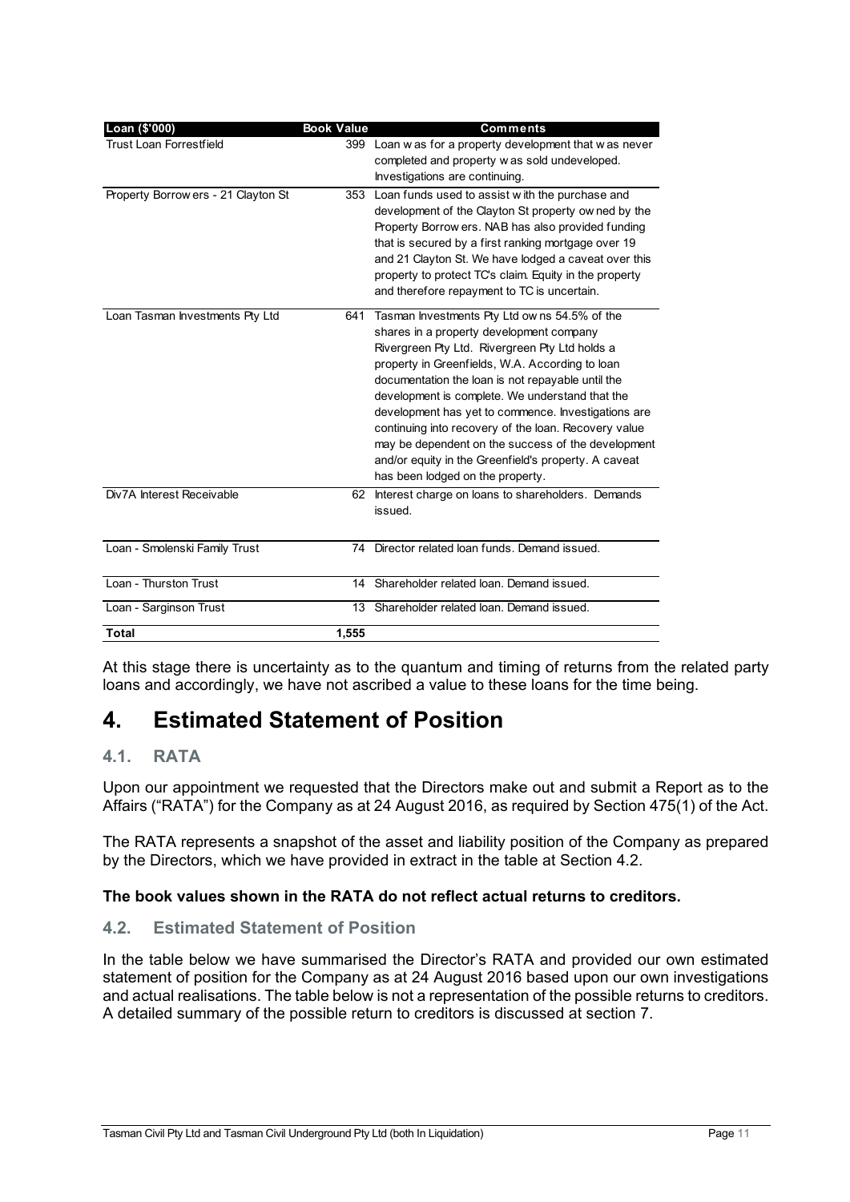| Loan ($'000) | Book Value | Comments |
|---|---|---|
| Trust Loan Forrestfield | 399 | Loan was for a property development that was never completed and property was sold undeveloped. Investigations are continuing. |
| Property Borrowers - 21 Clayton St | 353 | Loan funds used to assist with the purchase and development of the Clayton St property owned by the Property Borrowers. NAB has also provided funding that is secured by a first ranking mortgage over 19 and 21 Clayton St. We have lodged a caveat over this property to protect TC's claim. Equity in the property and therefore repayment to TC is uncertain. |
| Loan Tasman Investments Pty Ltd | 641 | Tasman Investments Pty Ltd owns 54.5% of the shares in a property development company Rivergreen Pty Ltd. Rivergreen Pty Ltd holds a property in Greenfields, W.A. According to loan documentation the loan is not repayable until the development is complete. We understand that the development has yet to commence. Investigations are continuing into recovery of the loan. Recovery value may be dependent on the success of the development and/or equity in the Greenfield's property. A caveat has been lodged on the property. |
| Div7A Interest Receivable | 62 | Interest charge on loans to shareholders. Demands issued. |
| Loan - Smolenski Family Trust | 74 | Director related loan funds. Demand issued. |
| Loan - Thurston Trust | 14 | Shareholder related loan. Demand issued. |
| Loan - Sarginson Trust | 13 | Shareholder related loan. Demand issued. |
| **Total** | **1,555** | |

At this stage there is uncertainty as to the quantum and timing of returns from the related party loans and accordingly, we have not ascribed a value to these loans for the time being.

# 4. Estimated Statement of Position

## 4.1. RATA

Upon our appointment we requested that the Directors make out and submit a Report as to the Affairs ("RATA") for the Company as at 24 August 2016, as required by Section 475(1) of the Act.

The RATA represents a snapshot of the asset and liability position of the Company as prepared by the Directors, which we have provided in extract in the table at Section 4.2.

**The book values shown in the RATA do not reflect actual returns to creditors.**

## 4.2. Estimated Statement of Position

In the table below we have summarised the Director's RATA and provided our own estimated statement of position for the Company as at 24 August 2016 based upon our own investigations and actual realisations. The table below is not a representation of the possible returns to creditors. A detailed summary of the possible return to creditors is discussed at section 7.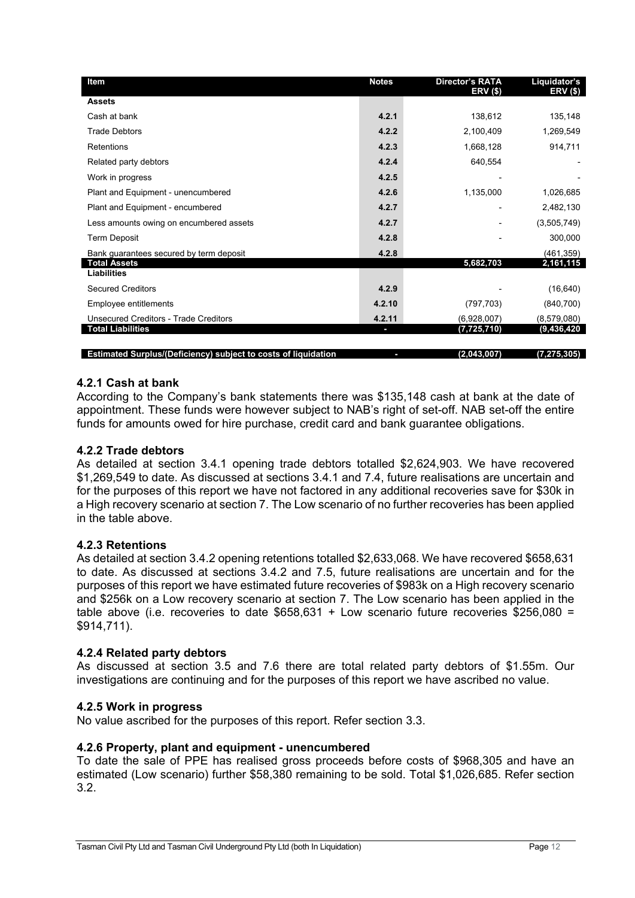| Item | Notes | Director's RATA ERV ($) | Liquidator's ERV ($) |
|---|---|---|---|
| **Assets** | | | |
| Cash at bank | **4.2.1** | 138,612 | 135,148 |
| Trade Debtors | **4.2.2** | 2,100,409 | 1,269,549 |
| Retentions | **4.2.3** | 1,668,128 | 914,711 |
| Related party debtors | **4.2.4** | 640,554 | - |
| Work in progress | **4.2.5** | - | - |
| Plant and Equipment - unencumbered | **4.2.6** | 1,135,000 | 1,026,685 |
| Plant and Equipment - encumbered | **4.2.7** | - | 2,482,130 |
| Less amounts owing on encumbered assets | **4.2.7** | - | (3,505,749) |
| Term Deposit | **4.2.8** | - | 300,000 |
| Bank guarantees secured by term deposit | **4.2.8** | | (461,359) |
| **Total Assets** | | **5,682,703** | **2,161,115** |
| **Liabilities** | | | |
| Secured Creditors | **4.2.9** | - | (16,640) |
| Employee entitlements | **4.2.10** | (797,703) | (840,700) |
| Unsecured Creditors - Trade Creditors | **4.2.11** | (6,928,007) | (8,579,080) |
| **Total Liabilities** | - | **(7,725,710)** | **(9,436,420** |
| | | | |
| **Estimated Surplus/(Deficiency) subject to costs of liquidation** | - | **(2,043,007)** | **(7,275,305)** |

### 4.2.1 Cash at bank

According to the Company's bank statements there was $135,148 cash at bank at the date of appointment. These funds were however subject to NAB's right of set-off. NAB set-off the entire funds for amounts owed for hire purchase, credit card and bank guarantee obligations.

### 4.2.2 Trade debtors

As detailed at section 3.4.1 opening trade debtors totalled $2,624,903. We have recovered $1,269,549 to date. As discussed at sections 3.4.1 and 7.4, future realisations are uncertain and for the purposes of this report we have not factored in any additional recoveries save for $30k in a High recovery scenario at section 7. The Low scenario of no further recoveries has been applied in the table above.

### 4.2.3 Retentions

As detailed at section 3.4.2 opening retentions totalled $2,633,068. We have recovered $658,631 to date. As discussed at sections 3.4.2 and 7.5, future realisations are uncertain and for the purposes of this report we have estimated future recoveries of $983k on a High recovery scenario and $256k on a Low recovery scenario at section 7. The Low scenario has been applied in the table above (i.e. recoveries to date $658,631 + Low scenario future recoveries $256,080 = $914,711).

### 4.2.4 Related party debtors

As discussed at section 3.5 and 7.6 there are total related party debtors of $1.55m. Our investigations are continuing and for the purposes of this report we have ascribed no value.

### 4.2.5 Work in progress

No value ascribed for the purposes of this report. Refer section 3.3.

### 4.2.6 Property, plant and equipment - unencumbered

To date the sale of PPE has realised gross proceeds before costs of $968,305 and have an estimated (Low scenario) further $58,380 remaining to be sold. Total $1,026,685. Refer section 3.2.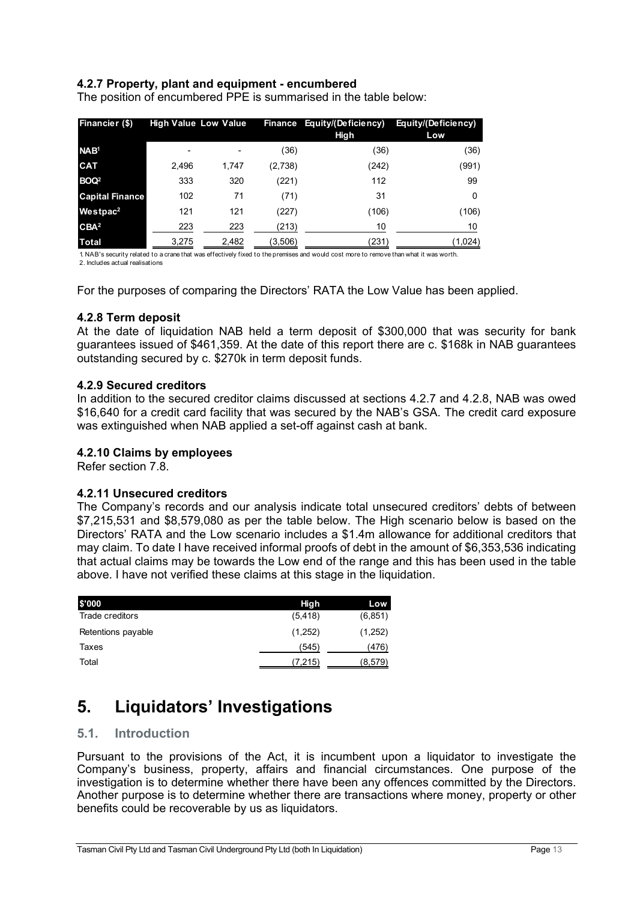### 4.2.7 Property, plant and equipment - encumbered

The position of encumbered PPE is summarised in the table below:

| Financier ($) | High Value | Low Value | Finance | Equity/(Deficiency) High | Equity/(Deficiency) Low |
|---|---|---|---|---|---|
| NAB[1] | - | - | (36) | (36) | (36) |
| CAT | 2,496 | 1,747 | (2,738) | (242) | (991) |
| BOQ[2] | 333 | 320 | (221) | 112 | 99 |
| Capital Finance | 102 | 71 | (71) | 31 | 0 |
| Westpac[2] | 121 | 121 | (227) | (106) | (106) |
| CBA[2] | 223 | 223 | (213) | 10 | 10 |
| Total | 3,275 | 2,482 | (3,506) | (231) | (1,024) |

1. NAB's security related to a crane that was effectively fixed to the premises and would cost more to remove than what it was worth.
2. Includes actual realisations

For the purposes of comparing the Directors' RATA the Low Value has been applied.

### 4.2.8 Term deposit

At the date of liquidation NAB held a term deposit of $300,000 that was security for bank guarantees issued of $461,359. At the date of this report there are c. $168k in NAB guarantees outstanding secured by c. $270k in term deposit funds.

### 4.2.9 Secured creditors

In addition to the secured creditor claims discussed at sections 4.2.7 and 4.2.8, NAB was owed $16,640 for a credit card facility that was secured by the NAB's GSA. The credit card exposure was extinguished when NAB applied a set-off against cash at bank.

### 4.2.10 Claims by employees

Refer section 7.8.

### 4.2.11 Unsecured creditors

The Company's records and our analysis indicate total unsecured creditors' debts of between $7,215,531 and $8,579,080 as per the table below. The High scenario below is based on the Directors' RATA and the Low scenario includes a $1.4m allowance for additional creditors that may claim. To date I have received informal proofs of debt in the amount of $6,353,536 indicating that actual claims may be towards the Low end of the range and this has been used in the table above. I have not verified these claims at this stage in the liquidation.

| $'000 | High | Low |
|---|---|---|
| Trade creditors | (5,418) | (6,851) |
| Retentions payable | (1,252) | (1,252) |
| Taxes | (545) | (476) |
| Total | (7,215) | (8,579) |

# 5. Liquidators' Investigations

## 5.1. Introduction

Pursuant to the provisions of the Act, it is incumbent upon a liquidator to investigate the Company's business, property, affairs and financial circumstances. One purpose of the investigation is to determine whether there have been any offences committed by the Directors. Another purpose is to determine whether there are transactions where money, property or other benefits could be recoverable by us as liquidators.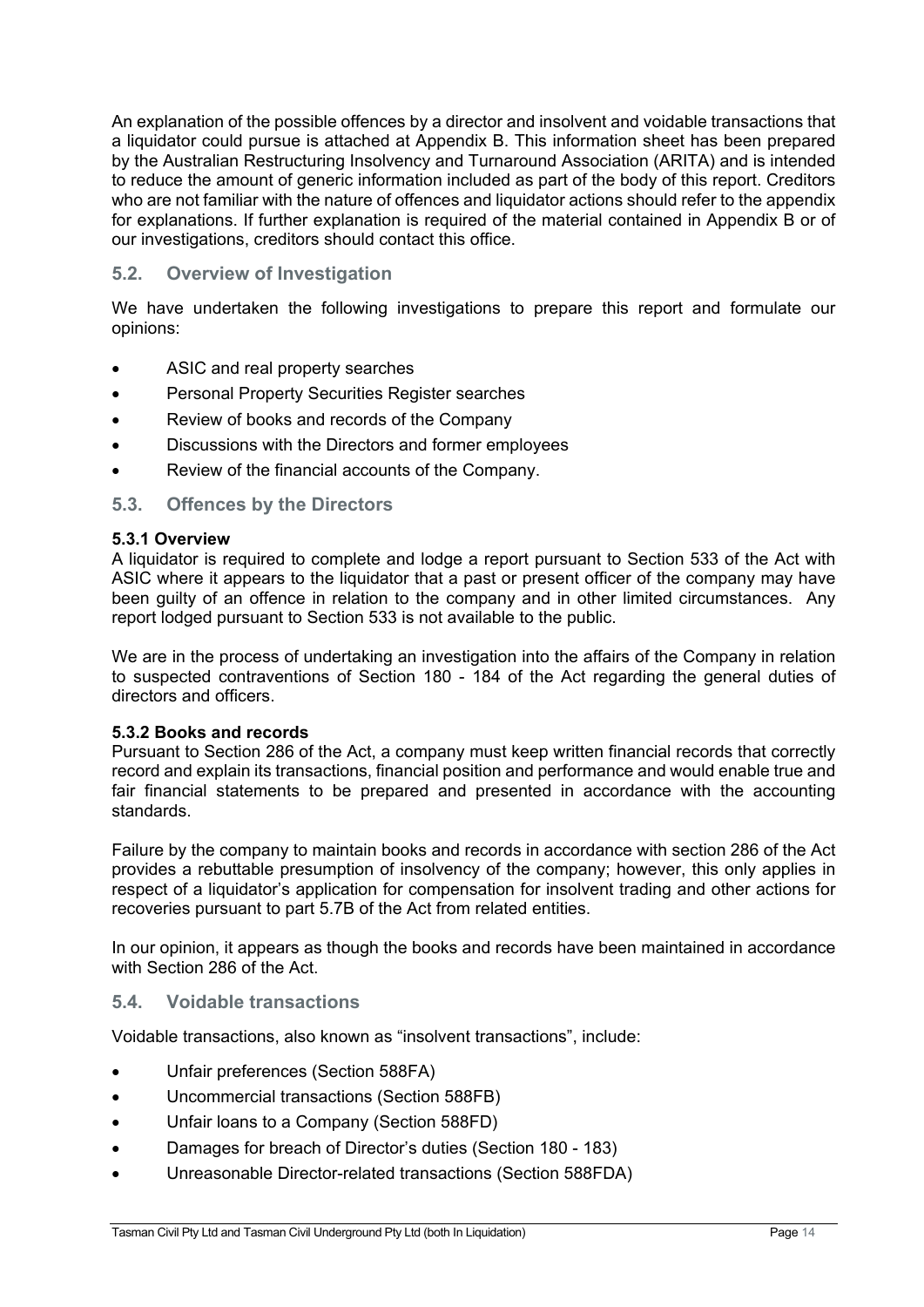An explanation of the possible offences by a director and insolvent and voidable transactions that a liquidator could pursue is attached at Appendix B. This information sheet has been prepared by the Australian Restructuring Insolvency and Turnaround Association (ARITA) and is intended to reduce the amount of generic information included as part of the body of this report. Creditors who are not familiar with the nature of offences and liquidator actions should refer to the appendix for explanations. If further explanation is required of the material contained in Appendix B or of our investigations, creditors should contact this office.

## 5.2. Overview of Investigation

We have undertaken the following investigations to prepare this report and formulate our opinions:

- ASIC and real property searches
- Personal Property Securities Register searches
- Review of books and records of the Company
- Discussions with the Directors and former employees
- Review of the financial accounts of the Company.

## 5.3. Offences by the Directors

### 5.3.1 Overview

A liquidator is required to complete and lodge a report pursuant to Section 533 of the Act with ASIC where it appears to the liquidator that a past or present officer of the company may have been guilty of an offence in relation to the company and in other limited circumstances. Any report lodged pursuant to Section 533 is not available to the public.

We are in the process of undertaking an investigation into the affairs of the Company in relation to suspected contraventions of Section 180 - 184 of the Act regarding the general duties of directors and officers.

### 5.3.2 Books and records

Pursuant to Section 286 of the Act, a company must keep written financial records that correctly record and explain its transactions, financial position and performance and would enable true and fair financial statements to be prepared and presented in accordance with the accounting standards.

Failure by the company to maintain books and records in accordance with section 286 of the Act provides a rebuttable presumption of insolvency of the company; however, this only applies in respect of a liquidator's application for compensation for insolvent trading and other actions for recoveries pursuant to part 5.7B of the Act from related entities.

In our opinion, it appears as though the books and records have been maintained in accordance with Section 286 of the Act.

## 5.4. Voidable transactions

Voidable transactions, also known as "insolvent transactions", include:

- Unfair preferences (Section 588FA)
- Uncommercial transactions (Section 588FB)
- Unfair loans to a Company (Section 588FD)
- Damages for breach of Director's duties (Section 180 - 183)
- Unreasonable Director-related transactions (Section 588FDA)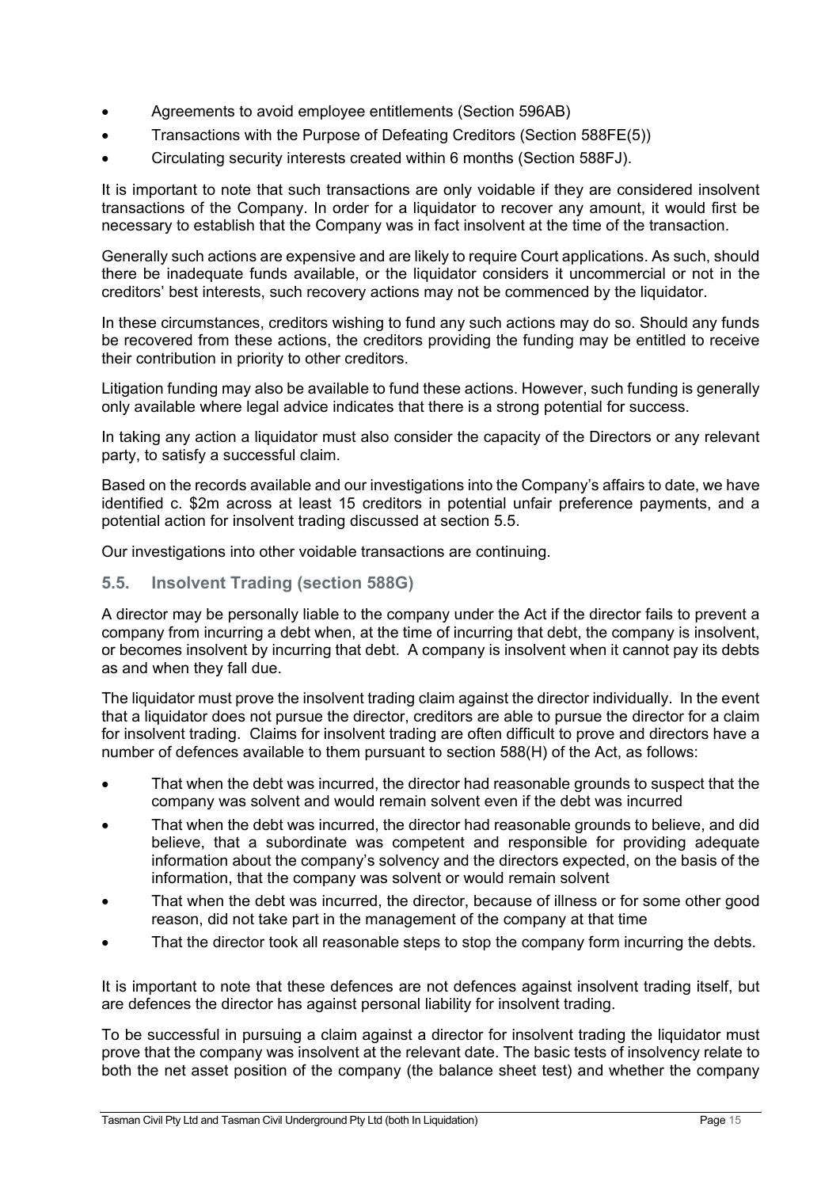- Agreements to avoid employee entitlements (Section 596AB)
- Transactions with the Purpose of Defeating Creditors (Section 588FE(5))
- Circulating security interests created within 6 months (Section 588FJ).

It is important to note that such transactions are only voidable if they are considered insolvent transactions of the Company. In order for a liquidator to recover any amount, it would first be necessary to establish that the Company was in fact insolvent at the time of the transaction.

Generally such actions are expensive and are likely to require Court applications. As such, should there be inadequate funds available, or the liquidator considers it uncommercial or not in the creditors' best interests, such recovery actions may not be commenced by the liquidator.

In these circumstances, creditors wishing to fund any such actions may do so. Should any funds be recovered from these actions, the creditors providing the funding may be entitled to receive their contribution in priority to other creditors.

Litigation funding may also be available to fund these actions. However, such funding is generally only available where legal advice indicates that there is a strong potential for success.

In taking any action a liquidator must also consider the capacity of the Directors or any relevant party, to satisfy a successful claim.

Based on the records available and our investigations into the Company's affairs to date, we have identified c. $2m across at least 15 creditors in potential unfair preference payments, and a potential action for insolvent trading discussed at section 5.5.

Our investigations into other voidable transactions are continuing.

### 5.5. Insolvent Trading (section 588G)

A director may be personally liable to the company under the Act if the director fails to prevent a company from incurring a debt when, at the time of incurring that debt, the company is insolvent, or becomes insolvent by incurring that debt. A company is insolvent when it cannot pay its debts as and when they fall due.

The liquidator must prove the insolvent trading claim against the director individually. In the event that a liquidator does not pursue the director, creditors are able to pursue the director for a claim for insolvent trading. Claims for insolvent trading are often difficult to prove and directors have a number of defences available to them pursuant to section 588(H) of the Act, as follows:

- That when the debt was incurred, the director had reasonable grounds to suspect that the company was solvent and would remain solvent even if the debt was incurred
- That when the debt was incurred, the director had reasonable grounds to believe, and did believe, that a subordinate was competent and responsible for providing adequate information about the company's solvency and the directors expected, on the basis of the information, that the company was solvent or would remain solvent
- That when the debt was incurred, the director, because of illness or for some other good reason, did not take part in the management of the company at that time
- That the director took all reasonable steps to stop the company form incurring the debts.

It is important to note that these defences are not defences against insolvent trading itself, but are defences the director has against personal liability for insolvent trading.

To be successful in pursuing a claim against a director for insolvent trading the liquidator must prove that the company was insolvent at the relevant date. The basic tests of insolvency relate to both the net asset position of the company (the balance sheet test) and whether the company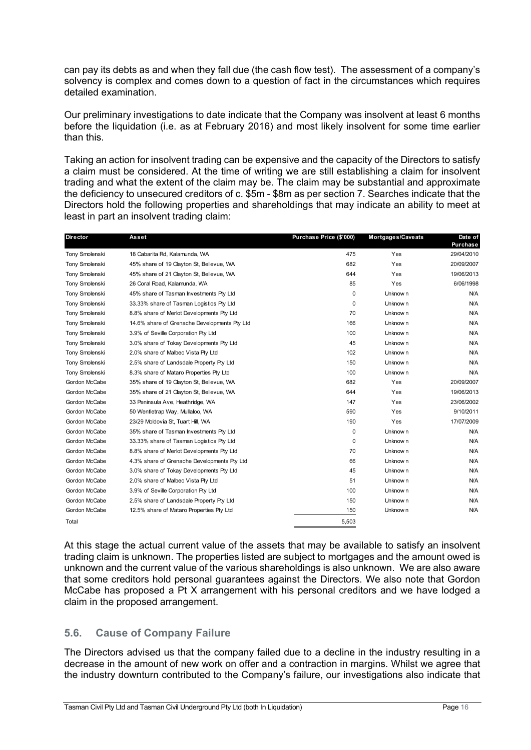can pay its debts as and when they fall due (the cash flow test). The assessment of a company's solvency is complex and comes down to a question of fact in the circumstances which requires detailed examination.

Our preliminary investigations to date indicate that the Company was insolvent at least 6 months before the liquidation (i.e. as at February 2016) and most likely insolvent for some time earlier than this.

Taking an action for insolvent trading can be expensive and the capacity of the Directors to satisfy a claim must be considered. At the time of writing we are still establishing a claim for insolvent trading and what the extent of the claim may be. The claim may be substantial and approximate the deficiency to unsecured creditors of c. \$5m - \$8m as per section 7. Searches indicate that the Directors hold the following properties and shareholdings that may indicate an ability to meet at least in part an insolvent trading claim:

| Director | Asset | Purchase Price (\$'000) | Mortgages/Caveats | Date of Purchase |
|---|---|---|---|---|
| Tony Smolenski | 18 Cabarita Rd, Kalamunda, WA | 475 | Yes | 29/04/2010 |
| Tony Smolenski | 45% share of 19 Clayton St, Bellevue, WA | 682 | Yes | 20/09/2007 |
| Tony Smolenski | 45% share of 21 Clayton St, Bellevue, WA | 644 | Yes | 19/06/2013 |
| Tony Smolenski | 26 Coral Road, Kalamunda, WA | 85 | Yes | 6/06/1998 |
| Tony Smolenski | 45% share of Tasman Investments Pty Ltd | 0 | Unknown | N/A |
| Tony Smolenski | 33.33% share of Tasman Logistics Pty Ltd | 0 | Unknown | N/A |
| Tony Smolenski | 8.8% share of Merlot Developments Pty Ltd | 70 | Unknown | N/A |
| Tony Smolenski | 14.6% share of Grenache Developments Pty Ltd | 166 | Unknown | N/A |
| Tony Smolenski | 3.9% of Seville Corporation Pty Ltd | 100 | Unknown | N/A |
| Tony Smolenski | 3.0% share of Tokay Developments Pty Ltd | 45 | Unknown | N/A |
| Tony Smolenski | 2.0% share of Malbec Vista Pty Ltd | 102 | Unknown | N/A |
| Tony Smolenski | 2.5% share of Landsdale Property Pty Ltd | 150 | Unknown | N/A |
| Tony Smolenski | 8.3% share of Mataro Properties Pty Ltd | 100 | Unknown | N/A |
| Gordon McCabe | 35% share of 19 Clayton St, Bellevue, WA | 682 | Yes | 20/09/2007 |
| Gordon McCabe | 35% share of 21 Clayton St, Bellevue, WA | 644 | Yes | 19/06/2013 |
| Gordon McCabe | 33 Peninsula Ave, Heathridge, WA | 147 | Yes | 23/06/2002 |
| Gordon McCabe | 50 Wentletrap Way, Mullaloo, WA | 590 | Yes | 9/10/2011 |
| Gordon McCabe | 23/29 Moldovia St, Tuart Hill, WA | 190 | Yes | 17/07/2009 |
| Gordon McCabe | 35% share of Tasman Investments Pty Ltd | 0 | Unknown | N/A |
| Gordon McCabe | 33.33% share of Tasman Logistics Pty Ltd | 0 | Unknown | N/A |
| Gordon McCabe | 8.8% share of Merlot Developments Pty Ltd | 70 | Unknown | N/A |
| Gordon McCabe | 4.3% share of Grenache Developments Pty Ltd | 66 | Unknown | N/A |
| Gordon McCabe | 3.0% share of Tokay Developments Pty Ltd | 45 | Unknown | N/A |
| Gordon McCabe | 2.0% share of Malbec Vista Pty Ltd | 51 | Unknown | N/A |
| Gordon McCabe | 3.9% of Seville Corporation Pty Ltd | 100 | Unknown | N/A |
| Gordon McCabe | 2.5% share of Landsdale Property Pty Ltd | 150 | Unknown | N/A |
| Gordon McCabe | 12.5% share of Mataro Properties Pty Ltd | 150 | Unknown | N/A |
| Total | | 5,503 | | |

At this stage the actual current value of the assets that may be available to satisfy an insolvent trading claim is unknown. The properties listed are subject to mortgages and the amount owed is unknown and the current value of the various shareholdings is also unknown. We are also aware that some creditors hold personal guarantees against the Directors. We also note that Gordon McCabe has proposed a Pt X arrangement with his personal creditors and we have lodged a claim in the proposed arrangement.

## 5.6. Cause of Company Failure

The Directors advised us that the company failed due to a decline in the industry resulting in a decrease in the amount of new work on offer and a contraction in margins. Whilst we agree that the industry downturn contributed to the Company's failure, our investigations also indicate that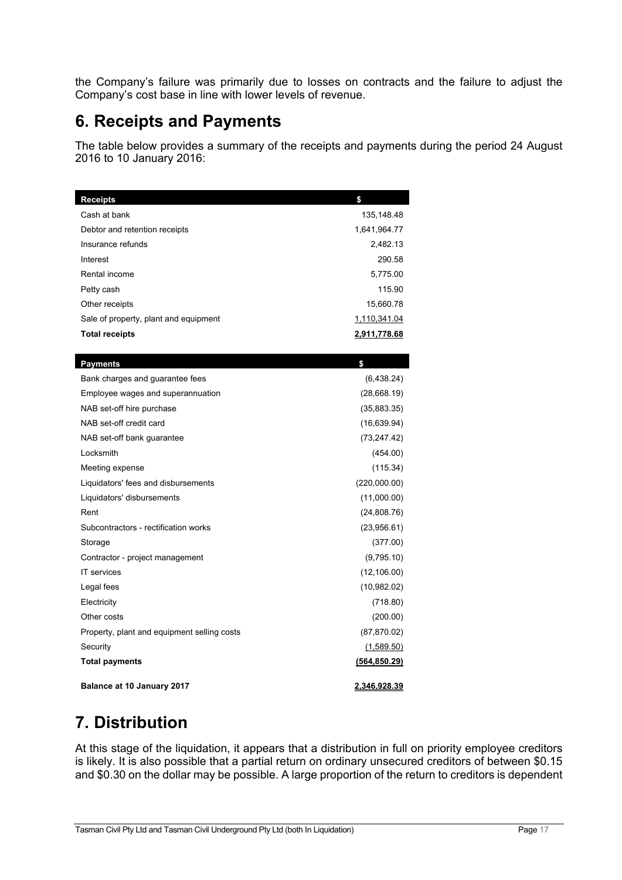the Company's failure was primarily due to losses on contracts and the failure to adjust the Company's cost base in line with lower levels of revenue.

# 6. Receipts and Payments

The table below provides a summary of the receipts and payments during the period 24 August 2016 to 10 January 2016:

| Receipts | $ |
|---|---|
| Cash at bank | 135,148.48 |
| Debtor and retention receipts | 1,641,964.77 |
| Insurance refunds | 2,482.13 |
| Interest | 290.58 |
| Rental income | 5,775.00 |
| Petty cash | 115.90 |
| Other receipts | 15,660.78 |
| Sale of property, plant and equipment | 1,110,341.04 |
| **Total receipts** | **2,911,778.68** |

| Payments | $ |
|---|---|
| Bank charges and guarantee fees | (6,438.24) |
| Employee wages and superannuation | (28,668.19) |
| NAB set-off hire purchase | (35,883.35) |
| NAB set-off credit card | (16,639.94) |
| NAB set-off bank guarantee | (73,247.42) |
| Locksmith | (454.00) |
| Meeting expense | (115.34) |
| Liquidators' fees and disbursements | (220,000.00) |
| Liquidators' disbursements | (11,000.00) |
| Rent | (24,808.76) |
| Subcontractors - rectification works | (23,956.61) |
| Storage | (377.00) |
| Contractor - project management | (9,795.10) |
| IT services | (12,106.00) |
| Legal fees | (10,982.02) |
| Electricity | (718.80) |
| Other costs | (200.00) |
| Property, plant and equipment selling costs | (87,870.02) |
| Security | (1,589.50) |
| **Total payments** | **(564,850.29)** |
| **Balance at 10 January 2017** | **2,346,928.39** |

# 7. Distribution

At this stage of the liquidation, it appears that a distribution in full on priority employee creditors is likely. It is also possible that a partial return on ordinary unsecured creditors of between $0.15 and $0.30 on the dollar may be possible. A large proportion of the return to creditors is dependent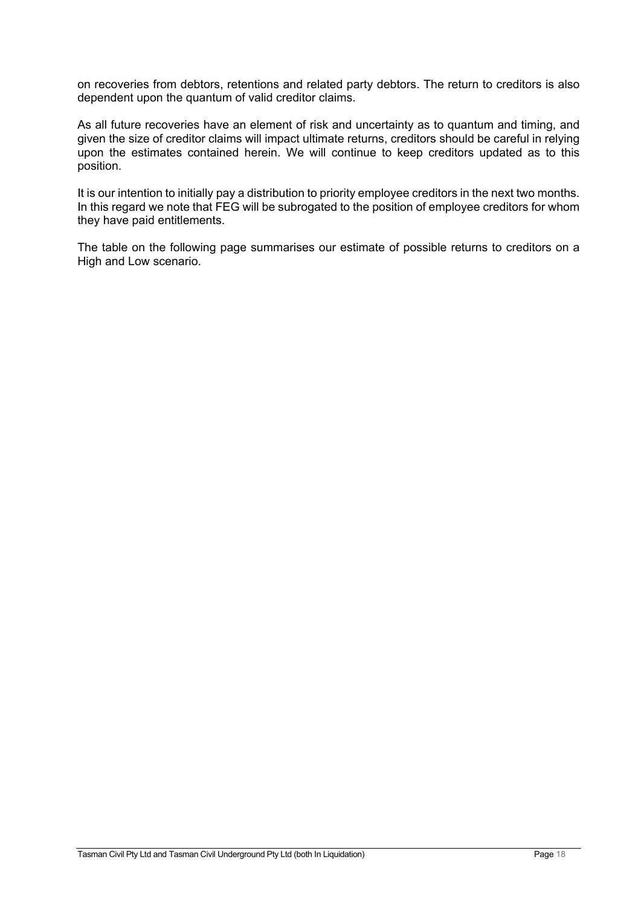on recoveries from debtors, retentions and related party debtors. The return to creditors is also dependent upon the quantum of valid creditor claims.

As all future recoveries have an element of risk and uncertainty as to quantum and timing, and given the size of creditor claims will impact ultimate returns, creditors should be careful in relying upon the estimates contained herein. We will continue to keep creditors updated as to this position.

It is our intention to initially pay a distribution to priority employee creditors in the next two months. In this regard we note that FEG will be subrogated to the position of employee creditors for whom they have paid entitlements.

The table on the following page summarises our estimate of possible returns to creditors on a High and Low scenario.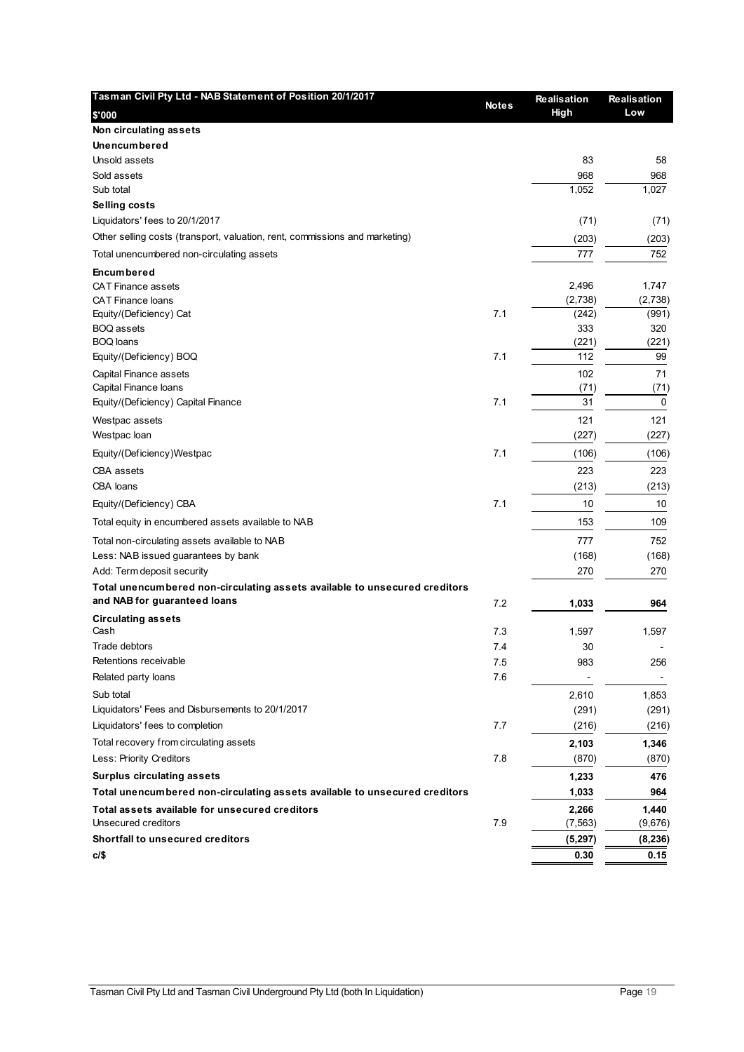| Tasman Civil Pty Ltd - NAB Statement of Position 20/1/2017<br>$'000 | Notes | Realisation High | Realisation Low |
|---|---|---|---|
| **Non circulating assets** | | | |
| **Unencumbered** | | | |
| Unsold assets | | 83 | 58 |
| Sold assets | | 968 | 968 |
| Sub total | | 1,052 | 1,027 |
| **Selling costs** | | | |
| Liquidators' fees to 20/1/2017 | | (71) | (71) |
| Other selling costs (transport, valuation, rent, commissions and marketing) | | (203) | (203) |
| Total unencumbered non-circulating assets | | 777 | 752 |
| **Encumbered** | | | |
| CAT Finance assets | | 2,496 | 1,747 |
| CAT Finance loans | | (2,738) | (2,738) |
| Equity/(Deficiency) Cat | 7.1 | (242) | (991) |
| BOQ assets | | 333 | 320 |
| BOQ loans | | (221) | (221) |
| Equity/(Deficiency) BOQ | 7.1 | 112 | 99 |
| Capital Finance assets | | 102 | 71 |
| Capital Finance loans | | (71) | (71) |
| Equity/(Deficiency) Capital Finance | 7.1 | 31 | 0 |
| Westpac assets | | 121 | 121 |
| Westpac loan | | (227) | (227) |
| Equity/(Deficiency)Westpac | 7.1 | (106) | (106) |
| CBA assets | | 223 | 223 |
| CBA loans | | (213) | (213) |
| Equity/(Deficiency) CBA | 7.1 | 10 | 10 |
| Total equity in encumbered assets available to NAB | | 153 | 109 |
| Total non-circulating assets available to NAB | | 777 | 752 |
| Less: NAB issued guarantees by bank | | (168) | (168) |
| Add: Term deposit security | | 270 | 270 |
| **Total unencumbered non-circulating assets available to unsecured creditors and NAB for guaranteed loans** | 7.2 | **1,033** | **964** |
| **Circulating assets** | | | |
| Cash | 7.3 | 1,597 | 1,597 |
| Trade debtors | 7.4 | 30 | - |
| Retentions receivable | 7.5 | 983 | 256 |
| Related party loans | 7.6 | - | - |
| Sub total | | 2,610 | 1,853 |
| Liquidators' Fees and Disbursements to 20/1/2017 | | (291) | (291) |
| Liquidators' fees to completion | 7.7 | (216) | (216) |
| Total recovery from circulating assets | | **2,103** | **1,346** |
| Less: Priority Creditors | 7.8 | (870) | (870) |
| **Surplus circulating assets** | | **1,233** | **476** |
| **Total unencumbered non-circulating assets available to unsecured creditors** | | **1,033** | **964** |
| **Total assets available for unsecured creditors** | | **2,266** | **1,440** |
| Unsecured creditors | 7.9 | (7,563) | (9,676) |
| **Shortfall to unsecured creditors** | | **(5,297)** | **(8,236)** |
| **c/$** | | **0.30** | **0.15** |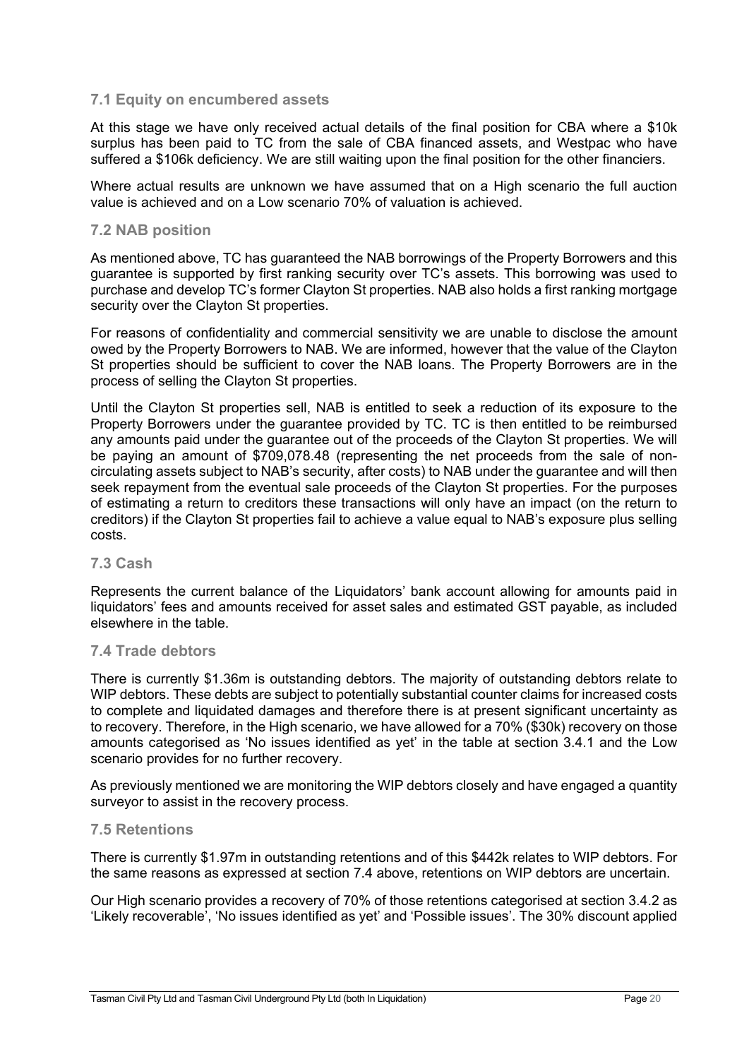### 7.1 Equity on encumbered assets

At this stage we have only received actual details of the final position for CBA where a $10k surplus has been paid to TC from the sale of CBA financed assets, and Westpac who have suffered a $106k deficiency. We are still waiting upon the final position for the other financiers.

Where actual results are unknown we have assumed that on a High scenario the full auction value is achieved and on a Low scenario 70% of valuation is achieved.

### 7.2 NAB position

As mentioned above, TC has guaranteed the NAB borrowings of the Property Borrowers and this guarantee is supported by first ranking security over TC's assets. This borrowing was used to purchase and develop TC's former Clayton St properties. NAB also holds a first ranking mortgage security over the Clayton St properties.

For reasons of confidentiality and commercial sensitivity we are unable to disclose the amount owed by the Property Borrowers to NAB. We are informed, however that the value of the Clayton St properties should be sufficient to cover the NAB loans. The Property Borrowers are in the process of selling the Clayton St properties.

Until the Clayton St properties sell, NAB is entitled to seek a reduction of its exposure to the Property Borrowers under the guarantee provided by TC. TC is then entitled to be reimbursed any amounts paid under the guarantee out of the proceeds of the Clayton St properties. We will be paying an amount of $709,078.48 (representing the net proceeds from the sale of non-circulating assets subject to NAB's security, after costs) to NAB under the guarantee and will then seek repayment from the eventual sale proceeds of the Clayton St properties. For the purposes of estimating a return to creditors these transactions will only have an impact (on the return to creditors) if the Clayton St properties fail to achieve a value equal to NAB's exposure plus selling costs.

### 7.3 Cash

Represents the current balance of the Liquidators' bank account allowing for amounts paid in liquidators' fees and amounts received for asset sales and estimated GST payable, as included elsewhere in the table.

### 7.4 Trade debtors

There is currently $1.36m is outstanding debtors. The majority of outstanding debtors relate to WIP debtors. These debts are subject to potentially substantial counter claims for increased costs to complete and liquidated damages and therefore there is at present significant uncertainty as to recovery. Therefore, in the High scenario, we have allowed for a 70% ($30k) recovery on those amounts categorised as 'No issues identified as yet' in the table at section 3.4.1 and the Low scenario provides for no further recovery.

As previously mentioned we are monitoring the WIP debtors closely and have engaged a quantity surveyor to assist in the recovery process.

### 7.5 Retentions

There is currently $1.97m in outstanding retentions and of this $442k relates to WIP debtors. For the same reasons as expressed at section 7.4 above, retentions on WIP debtors are uncertain.

Our High scenario provides a recovery of 70% of those retentions categorised at section 3.4.2 as 'Likely recoverable', 'No issues identified as yet' and 'Possible issues'. The 30% discount applied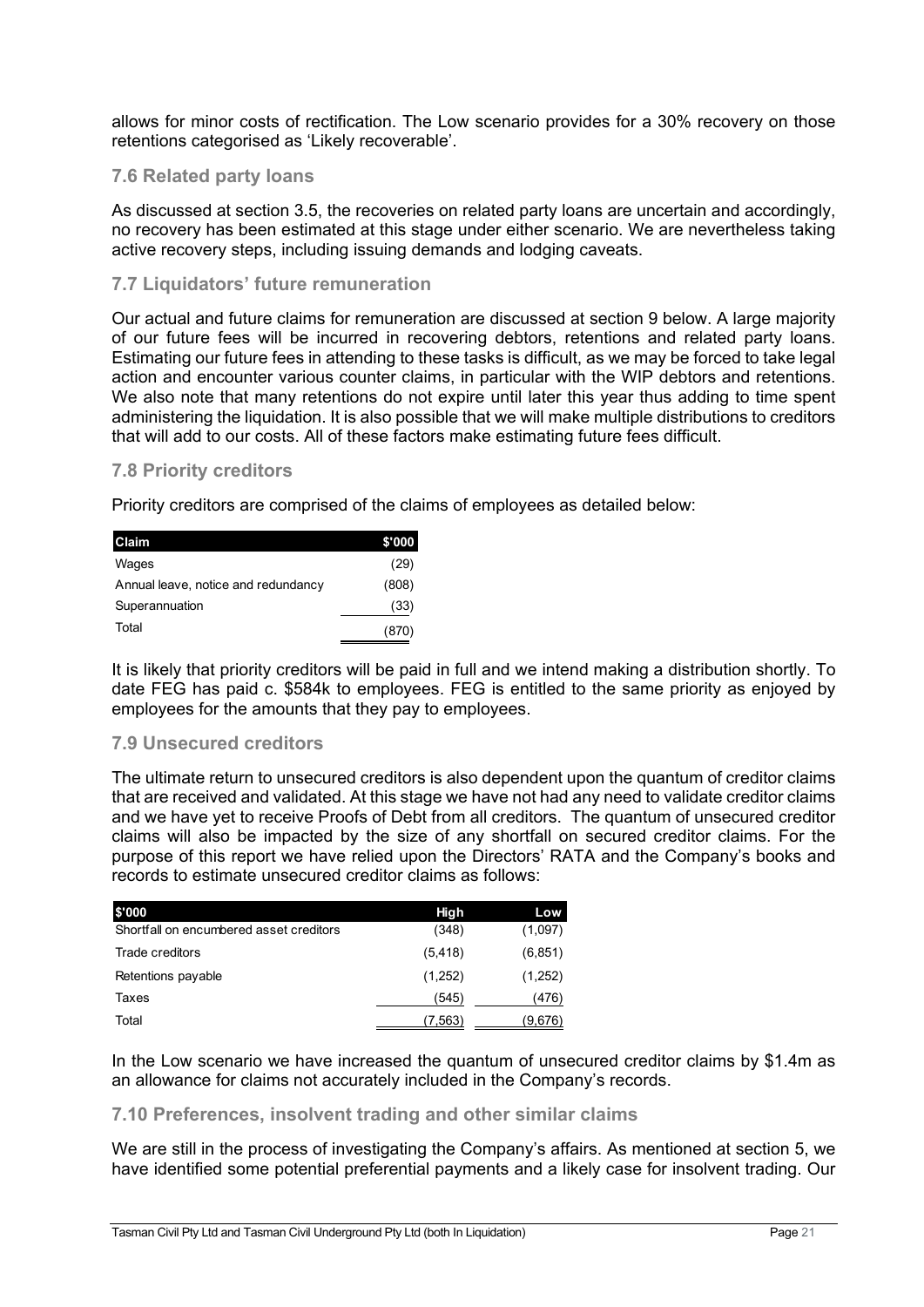allows for minor costs of rectification. The Low scenario provides for a 30% recovery on those retentions categorised as 'Likely recoverable'.

### 7.6 Related party loans

As discussed at section 3.5, the recoveries on related party loans are uncertain and accordingly, no recovery has been estimated at this stage under either scenario. We are nevertheless taking active recovery steps, including issuing demands and lodging caveats.

### 7.7 Liquidators' future remuneration

Our actual and future claims for remuneration are discussed at section 9 below. A large majority of our future fees will be incurred in recovering debtors, retentions and related party loans. Estimating our future fees in attending to these tasks is difficult, as we may be forced to take legal action and encounter various counter claims, in particular with the WIP debtors and retentions. We also note that many retentions do not expire until later this year thus adding to time spent administering the liquidation. It is also possible that we will make multiple distributions to creditors that will add to our costs. All of these factors make estimating future fees difficult.

### 7.8 Priority creditors

Priority creditors are comprised of the claims of employees as detailed below:

| Claim | $'000 |
|---|---|
| Wages | (29) |
| Annual leave, notice and redundancy | (808) |
| Superannuation | (33) |
| Total | (870) |

It is likely that priority creditors will be paid in full and we intend making a distribution shortly. To date FEG has paid c. $584k to employees. FEG is entitled to the same priority as enjoyed by employees for the amounts that they pay to employees.

### 7.9 Unsecured creditors

The ultimate return to unsecured creditors is also dependent upon the quantum of creditor claims that are received and validated. At this stage we have not had any need to validate creditor claims and we have yet to receive Proofs of Debt from all creditors. The quantum of unsecured creditor claims will also be impacted by the size of any shortfall on secured creditor claims. For the purpose of this report we have relied upon the Directors' RATA and the Company's books and records to estimate unsecured creditor claims as follows:

| $'000 | High | Low |
|---|---|---|
| Shortfall on encumbered asset creditors | (348) | (1,097) |
| Trade creditors | (5,418) | (6,851) |
| Retentions payable | (1,252) | (1,252) |
| Taxes | (545) | (476) |
| Total | (7,563) | (9,676) |

In the Low scenario we have increased the quantum of unsecured creditor claims by $1.4m as an allowance for claims not accurately included in the Company's records.

### 7.10 Preferences, insolvent trading and other similar claims

We are still in the process of investigating the Company's affairs. As mentioned at section 5, we have identified some potential preferential payments and a likely case for insolvent trading. Our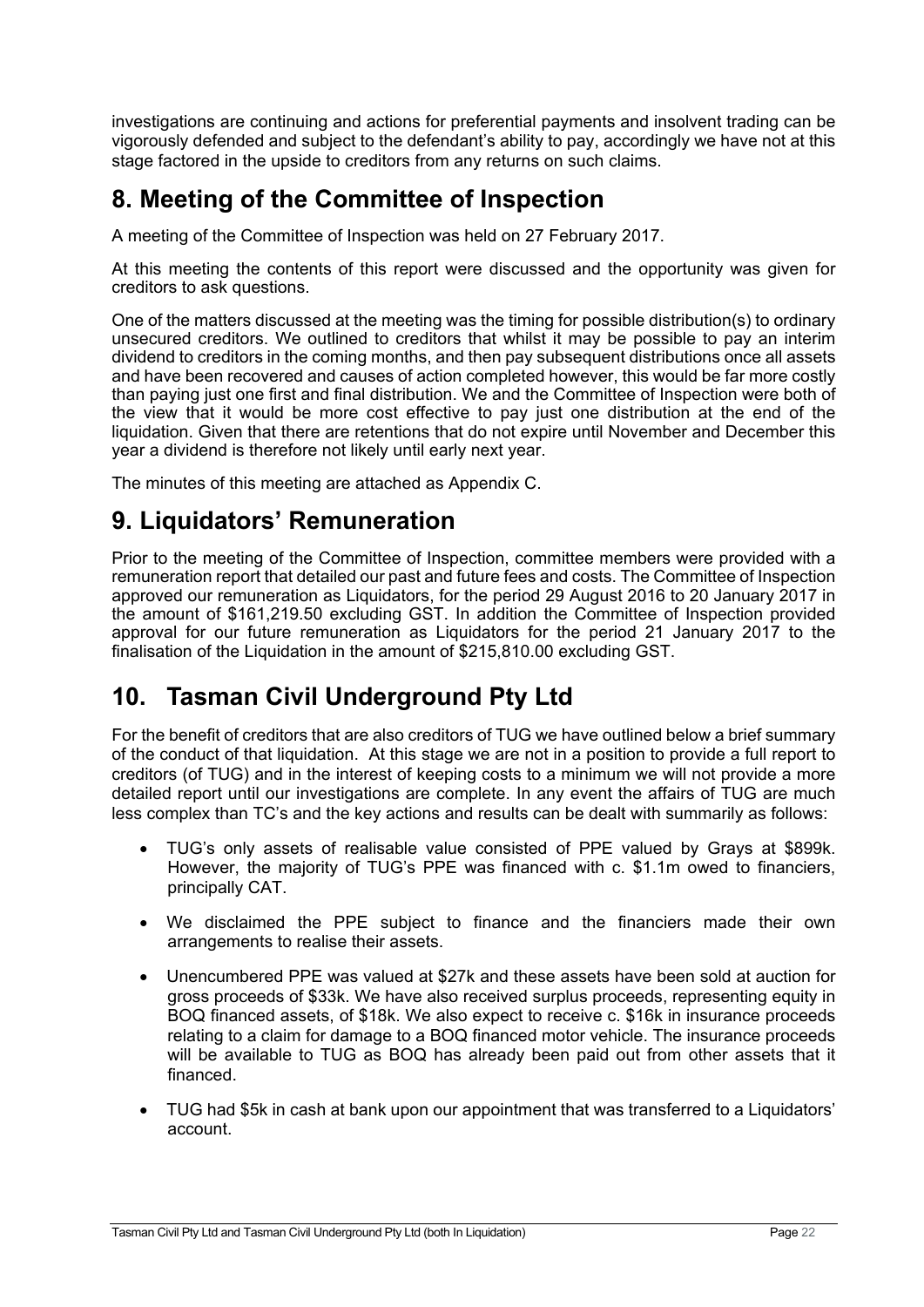investigations are continuing and actions for preferential payments and insolvent trading can be vigorously defended and subject to the defendant's ability to pay, accordingly we have not at this stage factored in the upside to creditors from any returns on such claims.

# 8. Meeting of the Committee of Inspection

A meeting of the Committee of Inspection was held on 27 February 2017.

At this meeting the contents of this report were discussed and the opportunity was given for creditors to ask questions.

One of the matters discussed at the meeting was the timing for possible distribution(s) to ordinary unsecured creditors. We outlined to creditors that whilst it may be possible to pay an interim dividend to creditors in the coming months, and then pay subsequent distributions once all assets and have been recovered and causes of action completed however, this would be far more costly than paying just one first and final distribution. We and the Committee of Inspection were both of the view that it would be more cost effective to pay just one distribution at the end of the liquidation. Given that there are retentions that do not expire until November and December this year a dividend is therefore not likely until early next year.

The minutes of this meeting are attached as Appendix C.

# 9. Liquidators' Remuneration

Prior to the meeting of the Committee of Inspection, committee members were provided with a remuneration report that detailed our past and future fees and costs. The Committee of Inspection approved our remuneration as Liquidators, for the period 29 August 2016 to 20 January 2017 in the amount of $161,219.50 excluding GST. In addition the Committee of Inspection provided approval for our future remuneration as Liquidators for the period 21 January 2017 to the finalisation of the Liquidation in the amount of $215,810.00 excluding GST.

# 10. Tasman Civil Underground Pty Ltd

For the benefit of creditors that are also creditors of TUG we have outlined below a brief summary of the conduct of that liquidation. At this stage we are not in a position to provide a full report to creditors (of TUG) and in the interest of keeping costs to a minimum we will not provide a more detailed report until our investigations are complete. In any event the affairs of TUG are much less complex than TC's and the key actions and results can be dealt with summarily as follows:

- TUG's only assets of realisable value consisted of PPE valued by Grays at $899k. However, the majority of TUG's PPE was financed with c. $1.1m owed to financiers, principally CAT.
- We disclaimed the PPE subject to finance and the financiers made their own arrangements to realise their assets.
- Unencumbered PPE was valued at $27k and these assets have been sold at auction for gross proceeds of $33k. We have also received surplus proceeds, representing equity in BOQ financed assets, of $18k. We also expect to receive c. $16k in insurance proceeds relating to a claim for damage to a BOQ financed motor vehicle. The insurance proceeds will be available to TUG as BOQ has already been paid out from other assets that it financed.
- TUG had $5k in cash at bank upon our appointment that was transferred to a Liquidators' account.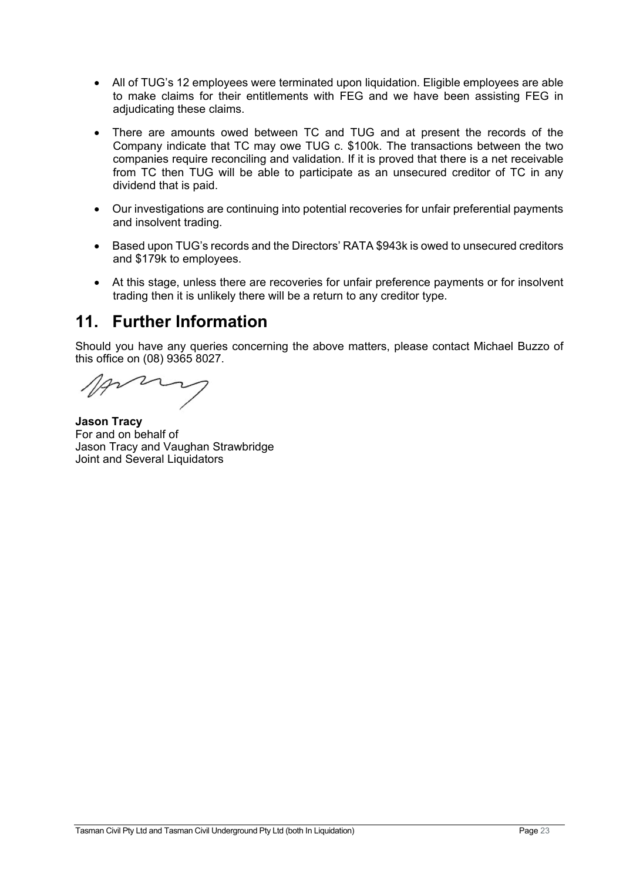- All of TUG's 12 employees were terminated upon liquidation. Eligible employees are able to make claims for their entitlements with FEG and we have been assisting FEG in adjudicating these claims.
- There are amounts owed between TC and TUG and at present the records of the Company indicate that TC may owe TUG c. $100k. The transactions between the two companies require reconciling and validation. If it is proved that there is a net receivable from TC then TUG will be able to participate as an unsecured creditor of TC in any dividend that is paid.
- Our investigations are continuing into potential recoveries for unfair preferential payments and insolvent trading.
- Based upon TUG's records and the Directors' RATA $943k is owed to unsecured creditors and $179k to employees.
- At this stage, unless there are recoveries for unfair preference payments or for insolvent trading then it is unlikely there will be a return to any creditor type.

## 11. Further Information

Should you have any queries concerning the above matters, please contact Michael Buzzo of this office on (08) 9365 8027.

**Jason Tracy**
For and on behalf of
Jason Tracy and Vaughan Strawbridge
Joint and Several Liquidators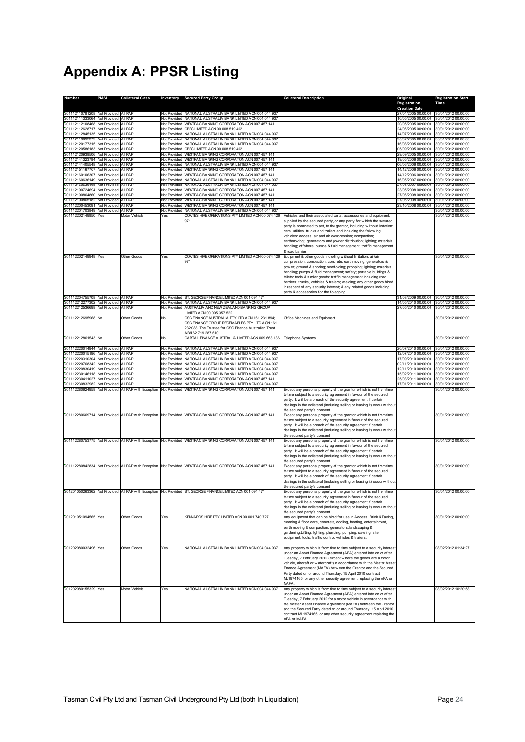# Appendix A: PPSR Listing

| Number | PMSI | Collateral Class | Inventory | Secured Party Group | Collateral Description | Original Registration Creation Date | Registration Start Time |
|---|---|---|---|---|---|---|---|
| 201112110781208 | Not Provided | All PAP | Not Provided | NATIONAL AUSTRALIA BANK LIMITED ACN 004 044 937 | | 27/04/2005 00:00:00 | 30/01/2012 00:00:00 |
| 201112111333064 | Not Provided | All PAP | Not Provided | NATIONAL AUSTRALIA BANK LIMITED ACN 004 044 937 | | 10/05/2005 00:00:00 | 30/01/2012 00:00:00 |
| 201112112108468 | Not Provided | All PAP | Not Provided | WESTPAC BANKING CORPORATION ACN 007 457 141 | | 20/05/2005 00:00:00 | 30/01/2012 00:00:00 |
| 201112112628717 | Not Provided | All PAP | Not Provided | CBFC LIMITED ACN 00 008 519 462 | | 24/06/2005 00:00:00 | 30/01/2012 00:00:00 |
| 201112112845135 | Not Provided | All PAP | Not Provided | NATIONAL AUSTRALIA BANK LIMITED ACN 004 044 937 | | 14/07/2005 00:00:00 | 30/01/2012 00:00:00 |
| 201112113092372 | Not Provided | All PAP | Not Provided | NATIONAL AUSTRALIA BANK LIMITED ACN 004 044 937 | | 25/07/2005 00:00:00 | 30/01/2012 00:00:00 |
| 201112120177315 | Not Provided | All PAP | Not Provided | NATIONAL AUSTRALIA BANK LIMITED ACN 004 044 937 | | 16/08/2005 00:00:00 | 30/01/2012 00:00:00 |
| 201112120586183 | Not Provided | All PAP | Not Provided | CBFC LIMITED ACN 00 008 519 462 | | 05/09/2005 00:00:00 | 30/01/2012 00:00:00 |
| 201112120938506 | Not Provided | All PAP | Not Provided | WESTPAC BANKING CORPORATION ACN 007 457 141 | | 29/09/2005 00:00:00 | 30/01/2012 00:00:00 |
| 201112141323784 | Not Provided | All PAP | Not Provided | WESTPAC BANKING CORPORATION ACN 007 457 141 | | 19/05/2006 00:00:00 | 30/01/2012 00:00:00 |
| 201112141405548 | Not Provided | All PAP | Not Provided | NATIONAL AUSTRALIA BANK LIMITED ACN 004 044 937 | | 06/06/2006 00:00:00 | 30/01/2012 00:00:00 |
| 201112151167707 | Not Provided | All PAP | Not Provided | WESTPAC BANKING CORPORATION ACN 007 457 141 | | 14/12/2006 00:00:00 | 30/01/2012 00:00:00 |
| 201112160106307 | Not Provided | All PAP | Not Provided | WESTPAC BANKING CORPORATION ACN 007 457 141 | | 14/12/2006 00:00:00 | 30/01/2012 00:00:00 |
| 201112160636149 | Not Provided | All PAP | Not Provided | NATIONAL AUSTRALIA BANK LIMITED ACN 004 044 937 | | 16/05/2007 00:00:00 | 30/01/2012 00:00:00 |
| 201112160636165 | Not Provided | All PAP | Not Provided | NATIONAL AUSTRALIA BANK LIMITED ACN 004 044 937 | | 27/05/2007 00:00:00 | 30/01/2012 00:00:00 |
| 201112190724694 | Not Provided | All PAP | Not Provided | WESTPAC BANKING CORPORATION ACN 007 457 141 | | 23/05/2008 00:00:00 | 30/01/2012 00:00:00 |
| 201112190864860 | Not Provided | All PAP | Not Provided | WESTPAC BANKING CORPORATION ACN 007 457 141 | | 27/06/2008 00:00:00 | 30/01/2012 00:00:00 |
| 201112190865182 | Not Provided | All PAP | Not Provided | WESTPAC BANKING CORPORATION ACN 007 457 141 | | 27/06/2008 00:00:00 | 30/01/2012 00:00:00 |
| 201112200453091 | Not Provided | All PAP | Not Provided | WESTPAC BANKING CORPORATION ACN 007 457 141 | | 23/10/2008 00:00:00 | 30/01/2012 00:00:00 |
| 201112201703849 | Not Provided | All PAP | Not Provided | NATIONAL AUSTRALIA BANK LIMITED ACN 004 044 937 | | | 30/01/2012 00:00:00 |
| 201112202149850 | Yes | Motor Vehicle | Yes | COATES HIRE OPERATIONS PTY LIMITED ACN 00 074 126 971 | Vehicles and their associated parts, accessories and equipment, supplied by the secured party, or any party for which the secured party is nominated to act, to the grantor, including without limitation: cars, utilities, trucks and trailers and including the following vehicles: access; air and air compression; compaction; earthmoving; generators and power distribution; lighting; materials handling; offshore; pumps & fluid management; traffic management & road barrier. | | 30/01/2012 00:00:00 |
| 201112202149948 | Yes | Other Goods | Yes | COATES HIRE OPERATIONS PTY LIMITED ACN 00 074 126 971 | Equipment & other goods including without limitation: air/air compression; compaction; concrete; earthmoving; generators & power; ground & shoring; scaffolding; propping; lighting; materials handling; pumps & fluid management; safety; portable buildings & toilets; tools & similar goods; traffic management including road barriers; trucks, vehicles & trailers; welding; any other goods hired in respect of any security interest; & any related goods including parts & accessories for the foregoing. | | 30/01/2012 00:00:00 |
| 201112204755708 | Not Provided | All PAP | Not Provided | ST. GEORGE FINANCE LIMITED ACN 001 094 471 | | 31/08/2009 00:00:00 | 30/01/2012 00:00:00 |
| 201112212277302 | Not Provided | All PAP | Not Provided | NATIONAL AUSTRALIA BANK LIMITED ACN 004 044 937 | | 14/05/2010 00:00:00 | 30/01/2012 00:00:00 |
| 201112212536698 | Not Provided | All PAP | Not Provided | AUSTRALIA AND NEW ZEALAND BANKING GROUP LIMITED ACN 00 005 357 522 | | 27/05/2010 00:00:00 | 30/01/2012 00:00:00 |
| 201112212695968 | No | Other Goods | No | CSG FINANCE AUSTRALIA PTY LTD ACN 161 231 894; CSG FINANCE GROUP RECEIVABLES PTY LTD ACN 161 232 088; The Trustee for CSG Finance Australian Trust ABN 62 719 287 610 | Office Machines and Equipment | | 30/01/2012 00:00:00 |
| 201112212861543 | No | Other Goods | No | CAPITAL FINANCE AUSTRALIA LIMITED ACN 069 663 136 | Telephone Systems | | 30/01/2012 00:00:00 |
| 201112220014944 | Not Provided | All PAP | Not Provided | NATIONAL AUSTRALIA BANK LIMITED ACN 004 044 937 | | 20/07/2010 00:00:00 | 30/01/2012 00:00:00 |
| 201112220015196 | Not Provided | All PAP | Not Provided | NATIONAL AUSTRALIA BANK LIMITED ACN 004 044 937 | | 12/07/2010 00:00:00 | 30/01/2012 00:00:00 |
| 201112220310304 | Not Provided | All PAP | Not Provided | NATIONAL AUSTRALIA BANK LIMITED ACN 004 044 937 | | 17/09/2010 00:00:00 | 30/01/2012 00:00:00 |
| 201112220768342 | Not Provided | All PAP | Not Provided | NATIONAL AUSTRALIA BANK LIMITED ACN 004 044 937 | | 02/11/2010 00:00:00 | 30/01/2012 00:00:00 |
| 201112220830419 | Not Provided | All PAP | Not Provided | NATIONAL AUSTRALIA BANK LIMITED ACN 004 044 937 | | 12/11/2010 00:00:00 | 30/01/2012 00:00:00 |
| 201112230146118 | Not Provided | All PAP | Not Provided | NATIONAL AUSTRALIA BANK LIMITED ACN 004 044 937 | | 15/02/2011 00:00:00 | 30/01/2012 00:00:00 |
| 201112230411027 | Not Provided | All PAP | Not Provided | WESTPAC BANKING CORPORATION ACN 007 457 141 | | 25/03/2011 00:00:00 | 30/01/2012 00:00:00 |
| 201112230832982 | Not Provided | All PAP | Not Provided | NATIONAL AUSTRALIA BANK LIMITED ACN 004 044 937 | | 17/01/2011 00:00:00 | 30/01/2012 00:00:00 |
| 201112280624958 | Not Provided | All PAP with Exception | Not Provided | WESTPAC BANKING CORPORATION ACN 007 457 141 | Except any personal property of the grantor which is not from time to time subject to a security agreement in favour of the secured party. It will be a breach of the security agreement if certain dealings in the collateral (including selling or leasing it) occur without the secured party's consent | | 30/01/2012 00:00:00 |
| 201112280669714 | Not Provided | All PAP with Exception | Not Provided | WESTPAC BANKING CORPORATION ACN 007 457 141 | Except any personal property of the grantor which is not from time to time subject to a security agreement in favour of the secured party. It will be a breach of the security agreement if certain dealings in the collateral (including selling or leasing it) occur without the secured party's consent | | 30/01/2012 00:00:00 |
| 201112280753775 | Not Provided | All PAP with Exception | Not Provided | WESTPAC BANKING CORPORATION ACN 007 457 141 | Except any personal property of the grantor which is not from time to time subject to a security agreement in favour of the secured party. It will be a breach of the security agreement if certain dealings in the collateral (including selling or leasing it) occur without the secured party's consent | | 30/01/2012 00:00:00 |
| 201112280842834 | Not Provided | All PAP with Exception | Not Provided | WESTPAC BANKING CORPORATION ACN 007 457 141 | Except any personal property of the grantor which is not from time to time subject to a security agreement in favour of the secured party. It will be a breach of the security agreement if certain dealings in the collateral (including selling or leasing it) occur without the secured party's consent | | 30/01/2012 00:00:00 |
| 201201050263362 | Not Provided | All PAP with Exception | Not Provided | ST. GEORGE FINANCE LIMITED ACN 001 094 471 | Except any personal property of the grantor which is not from time to time subject to a security agreement in favour of the secured party. It will be a breach of the security agreement if certain dealings in the collateral (including selling or leasing it) occur without the secured party's consent | | 30/01/2012 00:00:00 |
| 201201051094565 | Yes | Other Goods | Yes | KENNARDS HIRE PTY LIMITED ACN 00 001 740 727 | Any equipment that can be hired for use in Access, Brick & Paving, cleaning & floor care, concrete, cooling, heating, entertainment, earth moving & compaction, generators,landscaping & gardening,Lifting, lighting, plumbing, pumping, sawing, site equipment, tools, traffic control, vehicles & trailers. | | 30/01/2012 00:00:00 |
| 201202080032496 | Yes | Other Goods | Yes | NATIONAL AUSTRALIA BANK LIMITED ACN 004 044 937 | Any property which is from time to time subject to a security interest under an Asset Finance Agreement (AFA) entered into on or after Tuesday, 7 February 2012 (except where the goods are a motor vehicle, aircraft or watercraft) in accordance with the Master Asset Finance Agreement (MAFA) between the Grantor and the Secured Party dated on or around Thursday, 15 April 2010 contract ML1974165, or any other security agreement replacing the AFA or MAFA. | | 08/02/2012 01:34:27 |
| 201202080155329 | Yes | Motor Vehicle | Yes | NATIONAL AUSTRALIA BANK LIMITED ACN 004 044 937 | Any property which is from time to time subject to a security interest under an Asset Finance Agreement (AFA) entered into on or after Tuesday, 7 February 2012 for a motor vehicle in accordance with the Master Asset Finance Agreement (MAFA) between the Grantor and the Secured Party dated on or around Thursday, 15 April 2010 contract ML1974165, or any other security agreement replacing the AFA or MAFA. | | 08/02/2012 10:20:58 |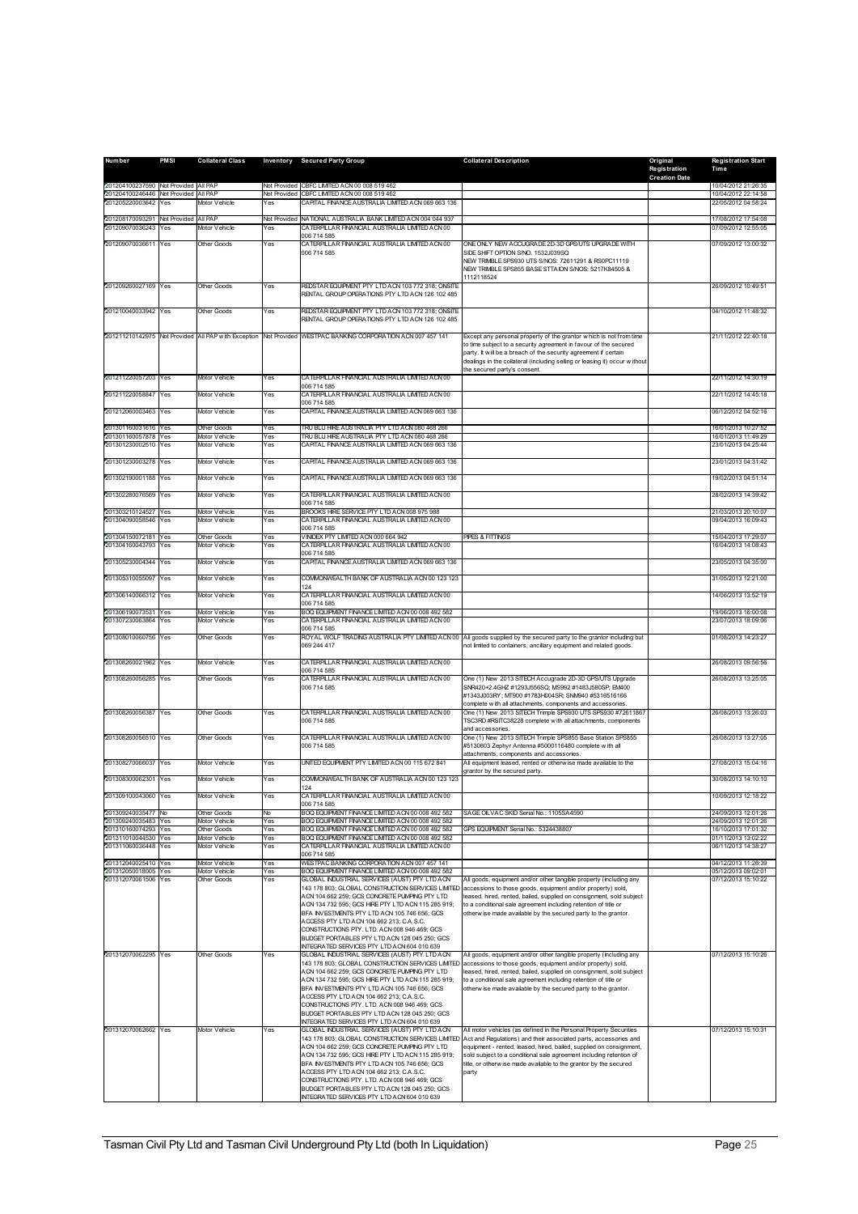| Number | PMSI | Collateral Class | Inventory | Secured Party Group | Collateral Description | Original Registration Creation Date | Registration Start Time |
|---|---|---|---|---|---|---|---|
| 201204100237590 | Not Provided | All PAP | Not Provided | CBFC LIMITED ACN 00 008 519 462 | | | 10/04/2012 21:26:35 |
| 201204100246446 | Not Provided | All PAP | Not Provided | CBFC LIMITED ACN 00 008 519 462 | | | 10/04/2012 22:14:58 |
| 201205220003642 | Yes | Motor Vehicle | Yes | CAPITAL FINANCE AUSTRALIA LIMITED ACN 069 663 136 | | | 22/05/2012 04:58:24 |
| 201208170093291 | Not Provided | All PAP | Not Provided | NATIONAL AUSTRALIA BANK LIMITED ACN 004 044 937 | | | 17/08/2012 17:54:08 |
| 201209070036243 | Yes | Motor Vehicle | Yes | CATERPILLAR FINANCIAL AUSTRALIA LIMITED ACN 00 006 714 585 | | | 07/09/2012 12:55:05 |
| 201209070036611 | Yes | Other Goods | Yes | CATERPILLAR FINANCIAL AUSTRALIA LIMITED ACN 00 006 714 585 | ONE ONLY NEW ACCUGRADE 2D-3D GPS/UTS UPGRADE WITH SIDE SHIFT OPTION S/NO. 1532J039SQ NEW TRIMBLE SPS930 UTS S/NOS: 72611291 & RS0PC11119 NEW TRIMBLE SPS855 BASE STTAION S/NOS: 5217K84505 & 1112118524 | | 07/09/2012 13:00:32 |
| 201209260027169 | Yes | Other Goods | Yes | REDSTAR EQUIPMENT PTY LTD ACN 103 772 318; ONSITE RENTAL GROUP OPERATIONS PTY LTD ACN 126 102 485 | | | 26/09/2012 10:49:51 |
| 201210040033942 | Yes | Other Goods | Yes | REDSTAR EQUIPMENT PTY LTD ACN 103 772 318; ONSITE RENTAL GROUP OPERATIONS PTY LTD ACN 126 102 485 | | | 04/10/2012 11:48:32 |
| 201211210142975 | Not Provided | All PAP with Exception | Not Provided | WESTPAC BANKING CORPORATION ACN 007 457 141 | Except any personal property of the grantor which is not from time to time subject to a security agreement in favour of the secured party. It will be a breach of the security agreement if certain dealings in the collateral (including selling or leasing it) occur without the secured party's consent. | | 21/11/2012 22:40:18 |
| 201211220057203 | Yes | Motor Vehicle | Yes | CATERPILLAR FINANCIAL AUSTRALIA LIMITED ACN 00 006 714 585 | | | 22/11/2012 14:30:19 |
| 201211220058847 | Yes | Motor Vehicle | Yes | CATERPILLAR FINANCIAL AUSTRALIA LIMITED ACN 00 006 714 585 | | | 22/11/2012 14:45:18 |
| 201212060003463 | Yes | Motor Vehicle | Yes | CAPITAL FINANCE AUSTRALIA LIMITED ACN 069 663 136 | | | 06/12/2012 04:52:16 |
| 201301160031616 | Yes | Other Goods | Yes | TRU BLU HIRE AUSTRALIA PTY LTD ACN 080 468 266 | | | 16/01/2013 10:27:52 |
| 201301160057878 | Yes | Motor Vehicle | Yes | TRU BLU HIRE AUSTRALIA PTY LTD ACN 080 468 266 | | | 16/01/2013 11:49:29 |
| 201301230002510 | Yes | Motor Vehicle | Yes | CAPITAL FINANCE AUSTRALIA LIMITED ACN 069 663 136 | | | 23/01/2013 04:25:44 |
| 201301230003278 | Yes | Motor Vehicle | Yes | CAPITAL FINANCE AUSTRALIA LIMITED ACN 069 663 136 | | | 23/01/2013 04:31:42 |
| 201302190001188 | Yes | Motor Vehicle | Yes | CAPITAL FINANCE AUSTRALIA LIMITED ACN 069 663 136 | | | 19/02/2013 04:51:14 |
| 201302280076569 | Yes | Motor Vehicle | Yes | CATERPILLAR FINANCIAL AUSTRALIA LIMITED ACN 00 006 714 585 | | | 28/02/2013 14:39:42 |
| 201303210124527 | Yes | Motor Vehicle | Yes | BROOKS HIRE SERVICE PTY LTD ACN 008 975 988 | | | 21/03/2013 20:10:07 |
| 201304090058546 | Yes | Motor Vehicle | Yes | CATERPILLAR FINANCIAL AUSTRALIA LIMITED ACN 00 006 714 585 | | | 09/04/2013 16:09:43 |
| 201304150072181 | Yes | Other Goods | Yes | VINIDEX PTY LIMITED ACN 000 664 942 | PIPES & FITTINGS | | 15/04/2013 17:29:07 |
| 201304160043793 | Yes | Motor Vehicle | Yes | CATERPILLAR FINANCIAL AUSTRALIA LIMITED ACN 00 006 714 585 | | | 16/04/2013 14:08:43 |
| 201305230004344 | Yes | Motor Vehicle | Yes | CAPITAL FINANCE AUSTRALIA LIMITED ACN 069 663 136 | | | 23/05/2013 04:35:00 |
| 201305310055097 | Yes | Motor Vehicle | Yes | COMMONWEALTH BANK OF AUSTRALIA ACN 00 123 123 124 | | | 31/05/2013 12:21:00 |
| 201306140066312 | Yes | Motor Vehicle | Yes | CATERPILLAR FINANCIAL AUSTRALIA LIMITED ACN 00 006 714 585 | | | 14/06/2013 13:52:19 |
| 201306190073531 | Yes | Motor Vehicle | Yes | BOQ EQUIPMENT FINANCE LIMITED ACN 00 008 492 582 | | | 19/06/2013 16:00:08 |
| 201307230063864 | Yes | Motor Vehicle | Yes | CATERPILLAR FINANCIAL AUSTRALIA LIMITED ACN 00 006 714 585 | | | 23/07/2013 18:09:06 |
| 201308010060756 | Yes | Other Goods | Yes | ROYAL WOLF TRADING AUSTRALIA PTY LIMITED ACN 00 069 244 417 | All goods supplied by the secured party to the grantor including but not limited to containers, ancillary equipment and related goods. | | 01/08/2013 14:23:27 |
| 201308260021962 | Yes | Motor Vehicle | Yes | CATERPILLAR FINANCIAL AUSTRALIA LIMITED ACN 00 006 714 585 | | | 26/08/2013 09:56:56 |
| 201308260056285 | Yes | Other Goods | Yes | CATERPILLAR FINANCIAL AUSTRALIA LIMITED ACN 00 006 714 585 | One (1) New 2013 SITECH Accugrade 2D-3D GPS/UTS Upgrade SNR420+2.4GHZ #1293J556SQ; MS992 #1483J580SP; EM400 #1343J003RY; MT900 #1783H004SR; SNM940 #5316516166 complete with all attachments, components and accessories. | | 26/08/2013 13:25:05 |
| 201308260056387 | Yes | Other Goods | Yes | CATERPILLAR FINANCIAL AUSTRALIA LIMITED ACN 00 006 714 585 | One (1) New 2013 SITECH Trimple SPS930 UTS SPS930 #72811867 TSC3RD #RSITC38228 complete with all attachments, components and accessories. | | 26/08/2013 13:26:03 |
| 201308260056510 | Yes | Other Goods | Yes | CATERPILLAR FINANCIAL AUSTRALIA LIMITED ACN 00 006 714 585 | One (1) New 2013 SITECH Trimple SPS855 Base Station SPS855 #5130603 Zephyr Antenna #5000116480 complete with all attachments, components and accessories. | | 26/08/2013 13:27:05 |
| 201308270066037 | Yes | Motor Vehicle | Yes | UNITED EQUIPMENT PTY LIMITED ACN 00 115 672 841 | All equipment leased, rented or otherwise made available to the grantor by the secured party. | | 27/08/2013 15:04:16 |
| 201308300062301 | Yes | Motor Vehicle | Yes | COMMONWEALTH BANK OF AUSTRALIA ACN 00 123 123 124 | | | 30/08/2013 14:10:10 |
| 201309100043060 | Yes | Motor Vehicle | Yes | CATERPILLAR FINANCIAL AUSTRALIA LIMITED ACN 00 006 714 585 | | | 10/09/2013 12:18:22 |
| 201309240035477 | No | Other Goods | No | BOQ EQUIPMENT FINANCE LIMITED ACN 00 008 492 582 | SAGE OILVAC SKID Serial No.: 1105SA4590 | | 24/09/2013 12:01:26 |
| 201309240035483 | Yes | Motor Vehicle | Yes | BOQ EQUIPMENT FINANCE LIMITED ACN 00 008 492 582 | | | 24/09/2013 12:01:26 |
| 201310160074293 | Yes | Other Goods | Yes | BOQ EQUIPMENT FINANCE LIMITED ACN 00 008 492 582 | GPS EQUIPMENT Serial No.: 5324438807 | | 16/10/2013 17:01:32 |
| 201311010044530 | Yes | Motor Vehicle | Yes | BOQ EQUIPMENT FINANCE LIMITED ACN 00 008 492 582 | | | 01/11/2013 13:02:22 |
| 201311060036448 | Yes | Motor Vehicle | Yes | CATERPILLAR FINANCIAL AUSTRALIA LIMITED ACN 00 006 714 585 | | | 06/11/2013 14:38:27 |
| 201312040025410 | Yes | Motor Vehicle | Yes | WESTPAC BANKING CORPORATION ACN 007 457 141 | | | 04/12/2013 11:26:39 |
| 201312050018005 | Yes | Motor Vehicle | Yes | BOQ EQUIPMENT FINANCE LIMITED ACN 00 008 492 582 | | | 05/12/2013 09:02:01 |
| 201312070061506 | Yes | Other Goods | Yes | GLOBAL INDUSTRIAL SERVICES (AUST) PTY LTD ACN 143 178 803; GLOBAL CONSTRUCTION SERVICES LIMITED ACN 104 662 259; GCS CONCRETE PUMPING PTY LTD ACN 134 732 595; GCS HIRE PTY LTD ACN 115 285 919; BFA INVESTMENTS PTY LTD ACN 105 746 656; GCS ACCESS PTY LTD ACN 104 662 213; C.A.S.C. CONSTRUCTIONS PTY. LTD. ACN 008 946 469; GCS BUDGET PORTABLES PTY LTD ACN 128 045 250; GCS INTEGRATED SERVICES PTY LTD ACN 604 010 639 | All goods, equipment and/or other tangible property (including any accessions to those goods, equipment and/or property) sold, leased, hired, rented, bailed, supplied on consignment, sold subject to a conditional sale agreement including retention of title or otherwise made available by the secured party to the grantor. | | 07/12/2013 15:10:22 |
| 201312070062295 | Yes | Other Goods | Yes | GLOBAL INDUSTRIAL SERVICES (AUST) PTY LTD ACN 143 178 803; GLOBAL CONSTRUCTION SERVICES LIMITED ACN 104 662 259; GCS CONCRETE PUMPING PTY LTD ACN 134 732 595; GCS HIRE PTY LTD ACN 115 285 919; BFA INVESTMENTS PTY LTD ACN 105 746 656; GCS ACCESS PTY LTD ACN 104 662 213; C.A.S.C. CONSTRUCTIONS PTY. LTD. ACN 008 946 469; GCS BUDGET PORTABLES PTY LTD ACN 128 045 250; GCS INTEGRATED SERVICES PTY LTD ACN 604 010 639 | All goods, equipment and/or other tangible property (including any accessions to those goods, equipment and/or property) sold, leased, hired, rented, bailed, supplied on consignment, sold subject to a conditional sale agreement including retention of title or otherwise made available by the secured party to the grantor. | | 07/12/2013 15:10:26 |
| 201312070062662 | Yes | Motor Vehicle | Yes | GLOBAL INDUSTRIAL SERVICES (AUST) PTY LTD ACN 143 178 803; GLOBAL CONSTRUCTION SERVICES LIMITED ACN 104 662 259; GCS CONCRETE PUMPING PTY LTD ACN 134 732 595; GCS HIRE PTY LTD ACN 115 285 919; BFA INVESTMENTS PTY LTD ACN 105 746 656; GCS ACCESS PTY LTD ACN 104 662 213; C.A.S.C. CONSTRUCTIONS PTY. LTD. ACN 008 946 469; GCS BUDGET PORTABLES PTY LTD ACN 128 045 250; GCS INTEGRATED SERVICES PTY LTD ACN 604 010 639 | All motor vehicles (as defined in the Personal Property Securities Act and Regulations) and their associated parts, accessories and equipment - rented, leased, hired, bailed, supplied on consignment, sold subject to a conditional sale agreement including retention of title, or otherwise made available to the grantor by the secured party | | 07/12/2013 15:10:31 |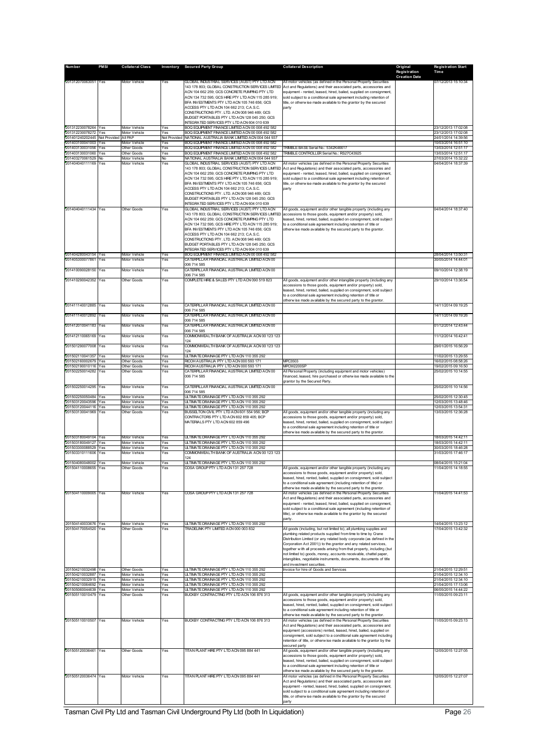| Number | PMSI | Collateral Class | Inventory | Secured Party Group | Collateral Description | Original Registration Creation Date | Registration Start Time |
|---|---|---|---|---|---|---|---|
| 201312070063051 | Yes | Motor Vehicle | Yes | GLOBAL INDUSTRIAL SERVICES (AUST) PTY LTD ACN 143 178 803; GLOBAL CONSTRUCTION SERVICES LIMITED ACN 104 662 259; GCS CONCRETE PUMPING PTY LTD ACN 134 732 595; GCS HIRE PTY LTD ACN 115 285 919; BFA INVESTMENTS PTY LTD ACN 105 746 656; GCS ACCESS PTY LTD ACN 104 662 213; C.A.S.C. CONSTRUCTIONS PTY. LTD. ACN 008 946 469; GCS BUDGET PORTABLES PTY LTD ACN 128 045 250; GCS INTEGRATED SERVICES PTY LTD ACN 604 010 639 | All motor vehicles (as defined in the Personal Property Securities Act and Regulations) and their associated parts, accessories and equipment - rented, leased, hired, bailed, supplied on consignment, sold subject to a conditional sale agreement including retention of title, or otherwise made available to the grantor by the secured party | | 07/12/2013 15:10:34 |
| 201312230078264 | Yes | Motor Vehicle | Yes | BOQ EQUIPMENT FINANCE LIMITED ACN 00 008 492 582 | | | 23/12/2013 17:02:08 |
| 201312230078272 | Yes | Motor Vehicle | Yes | BOQ EQUIPMENT FINANCE LIMITED ACN 00 008 492 582 | | | 23/12/2013 17:02:08 |
| 201401240202445 | Not Provided | All PAP | Not Provided | NATIONAL AUSTRALIA BANK LIMITED ACN 004 044 937 | | | 24/01/2014 14:39:56 |
| 201403100041003 | Yes | Motor Vehicle | Yes | BOQ EQUIPMENT FINANCE LIMITED ACN 00 008 492 582 | | | 10/03/2014 16:51:10 |
| 201403130031056 | Yes | Other Goods | Yes | BOQ EQUIPMENT FINANCE LIMITED ACN 00 008 492 582 | TRIMBLE BASE Serial No.: 5342K46617 | | 13/03/2014 12:51:17 |
| 201403130031060 | Yes | Other Goods | Yes | BOQ EQUIPMENT FINANCE LIMITED ACN 00 008 492 582 | TRIMBLE CONTROLLER Serial No.: RS27C43925 | | 13/03/2014 12:51:17 |
| 201403270061529 | No | Motor Vehicle | No | NATIONAL AUSTRALIA BANK LIMITED ACN 004 044 937 | | | 27/03/2014 15:32:22 |
| 201404040111169 | Yes | Motor Vehicle | Yes | GLOBAL INDUSTRIAL SERVICES (AUST) PTY LTD ACN 143 178 803; GLOBAL CONSTRUCTION SERVICES LIMITED ACN 104 662 259; GCS CONCRETE PUMPING PTY LTD ACN 134 732 595; GCS HIRE PTY LTD ACN 115 285 919; BFA INVESTMENTS PTY LTD ACN 105 746 656; GCS ACCESS PTY LTD ACN 104 662 213; C.A.S.C. CONSTRUCTIONS PTY. LTD. ACN 008 946 469; GCS BUDGET PORTABLES PTY LTD ACN 128 045 250; GCS INTEGRATED SERVICES PTY LTD ACN 604 010 639 | All motor vehicles (as defined in the Personal Property Securities Act and Regulations) and their associated parts, accessories and equipment - rented, leased, hired, bailed, supplied on consignment, sold subject to a conditional sale agreement including retention of title, or otherwise made available to the grantor by the secured party | | 04/04/2014 18:37:39 |
| 201404040111434 | Yes | Other Goods | Yes | GLOBAL INDUSTRIAL SERVICES (AUST) PTY LTD ACN 143 178 803; GLOBAL CONSTRUCTION SERVICES LIMITED ACN 104 662 259; GCS CONCRETE PUMPING PTY LTD ACN 134 732 595; GCS HIRE PTY LTD ACN 115 285 919; BFA INVESTMENTS PTY LTD ACN 105 746 656; GCS ACCESS PTY LTD ACN 104 662 213; C.A.S.C. CONSTRUCTIONS PTY. LTD. ACN 008 946 469; GCS BUDGET PORTABLES PTY LTD ACN 128 045 250; GCS INTEGRATED SERVICES PTY LTD ACN 604 010 639 | All goods, equipment and/or other tangible property (including any accessions to those goods, equipment and/or property) sold, leased, hired, rented, bailed, supplied on consignment, sold subject to a conditional sale agreement including retention of title or otherwise made available by the secured party to the grantor. | | 04/04/2014 18:37:40 |
| 201404280043154 | Yes | Motor Vehicle | Yes | BOQ EQUIPMENT FINANCE LIMITED ACN 00 008 492 582 | | | 28/04/2014 13:50:31 |
| 201405300077861 | Yes | Motor Vehicle | Yes | CATERPILLAR FINANCIAL AUSTRALIA LIMITED ACN 00 006 714 585 | | | 30/05/2014 14:44:01 |
| 201410090028150 | Yes | Motor Vehicle | Yes | CATERPILLAR FINANCIAL AUSTRALIA LIMITED ACN 00 006 714 585 | | | 09/10/2014 12:38:19 |
| 201410290042352 | Yes | Other Goods | Yes | COMPLETE HIRE & SALES PTY LTD ACN 090 519 823 | All goods, equipment and/or other intangible property (including any accessions to those goods, equipment and/or property) sold, leased, hired, rented, bailed, supplied on consignment, sold subject to a conditional sale agreement including retention of title or otherwise made available by the secured party to the grantor. | | 29/10/2014 13:36:54 |
| 201411140012885 | Yes | Motor Vehicle | Yes | CATERPILLAR FINANCIAL AUSTRALIA LIMITED ACN 00 006 714 585 | | | 14/11/2014 09:19:25 |
| 201411140012892 | Yes | Motor Vehicle | Yes | CATERPILLAR FINANCIAL AUSTRALIA LIMITED ACN 00 006 714 585 | | | 14/11/2014 09:19:26 |
| 201412010041183 | Yes | Motor Vehicle | Yes | CATERPILLAR FINANCIAL AUSTRALIA LIMITED ACN 00 006 714 585 | | | 01/12/2014 12:43:44 |
| 201412110065169 | Yes | Motor Vehicle | Yes | COMMONWEALTH BANK OF AUSTRALIA ACN 00 123 123 124 | | | 11/12/2014 16:42:41 |
| 201501290077008 | Yes | Motor Vehicle | Yes | COMMONWEALTH BANK OF AUSTRALIA ACN 00 123 123 124 | | | 29/01/2015 16:56:29 |
| 201502110041357 | Yes | Motor Vehicle | Yes | ULTIMATE DRAINAGE PTY LTD ACN 110 355 292 | | | 11/02/2015 13:29:55 |
| 201502160002679 | Yes | Other Goods | Yes | RICOH AUSTRALIA PTY LTD ACN 000 593 171 | MPC3503 | | 16/02/2015 08:58:26 |
| 201502190010116 | Yes | Other Goods | Yes | RICOH AUSTRALIA PTY LTD ACN 000 593 171 | MPCW2200SP | | 19/02/2015 09:10:50 |
| 201502250014282 | Yes | Other Goods | Yes | CATERPILLAR FINANCIAL AUSTRALIA LIMITED ACN 00 006 714 585 | All Personal Property (including equipment and motor vehicles) financed, leased, hire purchased or otherwise made available to the grantor by the Secured Party. | | 25/02/2015 10:14:55 |
| 201502250014295 | Yes | Motor Vehicle | Yes | CATERPILLAR FINANCIAL AUSTRALIA LIMITED ACN 00 006 714 585 | | | 25/02/2015 10:14:56 |
| 201502250050484 | Yes | Motor Vehicle | Yes | ULTIMATE DRAINAGE PTY LTD ACN 110 355 292 | | | 25/02/2015 12:30:45 |
| 201503120043596 | Yes | Motor Vehicle | Yes | ULTIMATE DRAINAGE PTY LTD ACN 110 355 292 | | | 12/03/2015 13:48:46 |
| 201503120044116 | Yes | Motor Vehicle | Yes | ULTIMATE DRAINAGE PTY LTD ACN 110 355 292 | | | 12/03/2015 13:54:31 |
| 201503130041969 | Yes | Other Goods | Yes | BUSSELTON CIVIL PTY LTD ACN 601 554 956; BCP CONTRACTORS PTY LTD ACN 602 859 405; BCP MATERIALS PTY LTD ACN 602 859 496 | All goods, equipment and/or other tangible property (including any accessions to those goods, equipment and/or property) sold, leased, hired, rented, bailed, supplied on consignment, sold subject to a conditional sale agreement including retention of title or otherwise made available by the secured party to the grantor. | | 13/03/2015 12:36:28 |
| 201503180049104 | Yes | Motor Vehicle | Yes | ULTIMATE DRAINAGE PTY LTD ACN 110 355 292 | | | 18/03/2015 14:42:11 |
| 201503180049127 | Yes | Motor Vehicle | Yes | ULTIMATE DRAINAGE PTY LTD ACN 110 355 292 | | | 18/03/2015 14:42:11 |
| 201503300088529 | Yes | Motor Vehicle | Yes | ULTIMATE DRAINAGE PTY LTD ACN 110 355 292 | | | 30/03/2015 18:46:28 |
| 201503310111606 | Yes | Motor Vehicle | Yes | COMMONWEALTH BANK OF AUSTRALIA ACN 00 123 123 124 | | | 31/03/2015 17:46:17 |
| 201504080048002 | Yes | Motor Vehicle | Yes | ULTIMATE DRAINAGE PTY LTD ACN 110 355 292 | | | 08/04/2015 15:21:04 |
| 201504110008655 | Yes | Other Goods | Yes | COSA GROUP PTY LTD ACN 131 257 728 | All goods, equipment and/or other tangible property (including any accessions to those goods, equipment and/or property) sold, leased, hired, rented, bailed, supplied on consignment, sold subject to a conditional sale agreement (including retention of title) or otherwise made available by the secured party to the grantor. | | 11/04/2015 14:18:55 |
| 201504110009005 | Yes | Motor Vehicle | Yes | COSA GROUP PTY LTD ACN 131 257 728 | All motor vehicles (as defined in the Personal Property Securities Act and Regulations) and their associated parts, accessories and equipment - rented, leased, hired, bailed, supplied on consignment, sold subject to a conditional sale agreement (including retention of title), or otherwise made available to the grantor by the secured party. | | 11/04/2015 14:41:53 |
| 201504140033676 | Yes | Motor Vehicle | Yes | ULTIMATE DRAINAGE PTY LTD ACN 110 355 292 | | | 14/04/2015 13:23:12 |
| 201504170054520 | Yes | Other Goods | Yes | TRADELINK PTY LIMITED ACN 000 003 832 | All goods (including, but not limited to), all plumbing supplies and plumbing related products supplied from time to time by Crane Distribution Limited (or any related body corporate (as defined in the Corporation Act 2001)) to the grantor and any related services, together with all proceeds arising from that property, including (but not limited to) goods, money, accounts receivable, chattel paper, intangibles, negotiable instruments, documents, documents of title and investment securities. | | 17/04/2015 13:42:32 |
| 201504210032498 | Yes | Other Goods | Yes | ULTIMATE DRAINAGE PTY LTD ACN 110 355 292 | Invoice for hire of Goods and Services | | 21/04/2015 12:29:51 |
| 201504210032887 | Yes | Motor Vehicle | Yes | ULTIMATE DRAINAGE PTY LTD ACN 110 355 292 | | | 21/04/2015 12:34:10 |
| 201504210032915 | Yes | Motor Vehicle | Yes | ULTIMATE DRAINAGE PTY LTD ACN 110 355 292 | | | 21/04/2015 12:34:10 |
| 201504210064692 | Yes | Motor Vehicle | Yes | ULTIMATE DRAINAGE PTY LTD ACN 110 355 292 | | | 21/04/2015 17:13:06 |
| 201505060044639 | Yes | Motor Vehicle | Yes | ULTIMATE DRAINAGE PTY LTD ACN 110 355 292 | | | 06/05/2015 14:44:22 |
| 201505110010479 | Yes | Other Goods | Yes | BUCKBY CONTRACTING PTY LTD ACN 106 876 313 | All goods, equipment and/or other tangible property (including any accessions to those goods, equipment and/or property) sold, leased, hired, rented, bailed, supplied on consignment, sold subject to a conditional sale agreement including retention of title or otherwise made available by the secured party to the grantor. | | 11/05/2015 09:23:11 |
| 201505110010507 | Yes | Motor Vehicle | Yes | BUCKBY CONTRACTING PTY LTD ACN 106 876 313 | All motor vehicles (as defined in the Personal Property Securities Act and Regulations) and their associated parts, accessories and equipment (accessions) rented, leased, hired, bailed, supplied on consignment, sold subject to a conditional sale agreement including retention of title, or otherwise made available to the grantor by the secured party | | 11/05/2015 09:23:13 |
| 201505120036461 | Yes | Other Goods | Yes | TITAN PLANT HIRE PTY LTD ACN 095 884 441 | All goods, equipment and/or other tangible property (including any accessions to those goods, equipment and/or property) sold, leased, hired, rented, bailed, supplied on consignment, sold subject to a conditional sale agreement including retention of title or otherwise made available by the secured party to the grantor. | | 12/05/2015 12:27:05 |
| 201505120036474 | Yes | Motor Vehicle | Yes | TITAN PLANT HIRE PTY LTD ACN 095 884 441 | All motor vehicles (as defined in the Personal Property Securities Act and Regulations) and their associated parts, accessories and equipment - rented, leased, hired, bailed, supplied on consignment, sold subject to a conditional sale agreement including retention of title, or otherwise made available to the grantor by the secured party | | 12/05/2015 12:27:07 |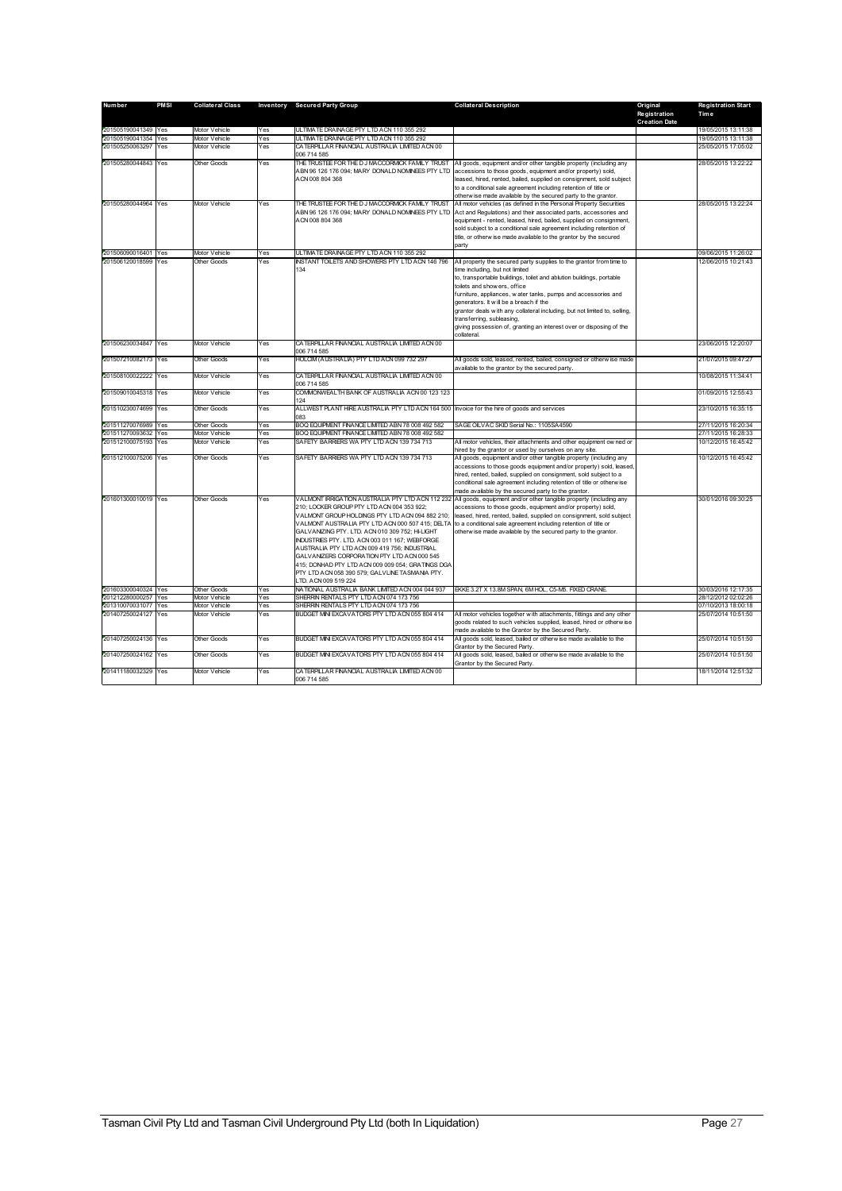| Number | PMSI | Collateral Class | Inventory | Secured Party Group | Collateral Description | Original Registration Creation Date | Registration Start Time |
|---|---|---|---|---|---|---|---|
| 201505190041349 | Yes | Motor Vehicle | Yes | ULTIMATE DRAINAGE PTY LTD ACN 110 355 292 | | | 19/05/2015 13:11:38 |
| 201505190041354 | Yes | Motor Vehicle | Yes | ULTIMATE DRAINAGE PTY LTD ACN 110 355 292 | | | 19/05/2015 13:11:38 |
| 201505250063297 | Yes | Motor Vehicle | Yes | CATERPILLAR FINANCIAL AUSTRALIA LIMITED ACN 00 006 714 585 | | | 25/05/2015 17:05:02 |
| 201505280044843 | Yes | Other Goods | Yes | THE TRUSTEE FOR THE D J MACCORMICK FAMILY TRUST ABN 96 126 176 094; MARY DONALD NOMINEES PTY LTD ACN 008 804 368 | All goods, equipment and/or other tangible property (including any accessions to those goods, equipment and/or property) sold, leased, hired, rented, bailed, supplied on consignment, sold subject to a conditional sale agreement including retention of title or otherwise made available by the secured party to the grantor. | | 28/05/2015 13:22:22 |
| 201505280044964 | Yes | Motor Vehicle | Yes | THE TRUSTEE FOR THE D J MACCORMICK FAMILY TRUST ABN 96 126 176 094; MARY DONALD NOMINEES PTY LTD ACN 008 804 368 | All motor vehicles (as defined in the Personal Property Securities Act and Regulations) and their associated parts, accessories and equipment - rented, leased, hired, bailed, supplied on consignment, sold subject to a conditional sale agreement including retention of title, or otherwise made available to the grantor by the secured party | | 28/05/2015 13:22:24 |
| 201506090016401 | Yes | Motor Vehicle | Yes | ULTIMATE DRAINAGE PTY LTD ACN 110 355 292 | | | 09/06/2015 11:26:02 |
| 201506120018599 | Yes | Other Goods | Yes | INSTANT TOILETS AND SHOWERS PTY LTD ACN 146 796 134 | All property the secured party supplies to the grantor from time to time including, but not limited to, transportable buildings, toilet and ablution buildings, portable toilets and showers, office furniture, appliances, water tanks, pumps and accessories and generators. It will be a breach if the grantor deals with any collateral including, but not limited to, selling, transferring, subleasing, giving possession of, granting an interest over or disposing of the collateral. | | 12/06/2015 10:21:43 |
| 201506230034847 | Yes | Motor Vehicle | Yes | CATERPILLAR FINANCIAL AUSTRALIA LIMITED ACN 00 006 714 585 | | | 23/06/2015 12:20:07 |
| 201507210082173 | Yes | Other Goods | Yes | HOLCIM (AUSTRALIA) PTY LTD ACN 099 732 297 | All goods sold, leased, rented, bailed, consigned or otherwise made available to the grantor by the secured party. | | 21/07/2015 09:47:27 |
| 201508100022222 | Yes | Motor Vehicle | Yes | CATERPILLAR FINANCIAL AUSTRALIA LIMITED ACN 00 006 714 585 | | | 10/08/2015 11:34:41 |
| 201509010045318 | Yes | Motor Vehicle | Yes | COMMONWEALTH BANK OF AUSTRALIA ACN 00 123 123 124 | | | 01/09/2015 12:55:43 |
| 201510230074699 | Yes | Other Goods | Yes | ALLWEST PLANT HIRE AUSTRALIA PTY LTD ACN 164 500 083 | Invoice for the hire of goods and services | | 23/10/2015 16:35:15 |
| 201511270076989 | Yes | Other Goods | Yes | BOQ EQUIPMENT FINANCE LIMITED ABN 78 008 492 582 | SAGE OILVAC SKID Serial No.: 1105SA4590 | | 27/11/2015 16:20:34 |
| 201511270093632 | Yes | Motor Vehicle | Yes | BOQ EQUIPMENT FINANCE LIMITED ABN 78 008 492 582 | | | 27/11/2015 16:28:33 |
| 201512100075193 | Yes | Motor Vehicle | Yes | SAFETY BARRIERS WA PTY LTD ACN 139 734 713 | All motor vehicles, their attachments and other equipment owned or hired by the grantor or used by ourselves on any site. | | 10/12/2015 16:45:42 |
| 201512100075206 | Yes | Other Goods | Yes | SAFETY BARRIERS WA PTY LTD ACN 139 734 713 | All goods, equipment and/or other tangible property (including any accessions to those goods equipment and/or property) sold, leased, hired, rented, bailed, supplied on consignment, sold subject to a conditional sale agreement including retention of title or otherwise made available by the secured party to the grantor. | | 10/12/2015 16:45:42 |
| 201601300010019 | Yes | Other Goods | Yes | VALMONT IRRIGATION AUSTRALIA PTY LTD ACN 112 232 210; LOCKER GROUP PTY LTD ACN 004 353 922; VALMONT GROUP HOLDINGS PTY LTD ACN 094 882 210; VALMONT AUSTRALIA PTY LTD ACN 000 507 415; DELTA GALVANIZING PTY. LTD. ACN 010 309 752; HI-LIGHT INDUSTRIES PTY. LTD. ACN 003 011 167; WEBFORGE AUSTRALIA PTY LTD ACN 009 419 756; INDUSTRIAL GALVANIZERS CORPORATION PTY LTD ACN 000 545 415; DONHAD PTY LTD ACN 009 009 054; GRATINGS DGA PTY LTD ACN 058 390 579; GALVLINE TASMANIA PTY. LTD. ACN 009 519 224 | All goods, equipment and/or other tangible property (including any accessions to those goods, equipment and/or property) sold, leased, hired, rented, bailed, supplied on consignment, sold subject to a conditional sale agreement including retention of title or otherwise made available by the secured party to the grantor. | | 30/01/2016 09:30:25 |
| 201603300040324 | Yes | Other Goods | Yes | NATIONAL AUSTRALIA BANK LIMITED ACN 004 044 937 | BKKE 3.2T X 13.8M SPAN, 6M HOL, C5-M5. FIXED CRANE. | | 30/03/2016 12:17:35 |
| 201212280000257 | Yes | Motor Vehicle | Yes | SHERRIN RENTALS PTY LTD ACN 074 173 756 | | | 28/12/2012 02:02:26 |
| 201310070031077 | Yes | Motor Vehicle | Yes | SHERRIN RENTALS PTY LTD ACN 074 173 756 | | | 07/10/2013 18:00:18 |
| 201407250024127 | Yes | Motor Vehicle | Yes | BUDGET MINI EXCAVATORS PTY LTD ACN 055 804 414 | All motor vehicles together with attachments, fittings and any other goods related to such vehicles supplied, leased, hired or otherwise made available to the Grantor by the Secured Party. | | 25/07/2014 10:51:50 |
| 201407250024136 | Yes | Other Goods | Yes | BUDGET MINI EXCAVATORS PTY LTD ACN 055 804 414 | All goods sold, leased, bailed or otherwise made available to the Grantor by the Secured Party. | | 25/07/2014 10:51:50 |
| 201407250024162 | Yes | Other Goods | Yes | BUDGET MINI EXCAVATORS PTY LTD ACN 055 804 414 | All goods sold, leased, bailed or otherwise made available to the Grantor by the Secured Party. | | 25/07/2014 10:51:50 |
| 201411180032329 | Yes | Motor Vehicle | Yes | CATERPILLAR FINANCIAL AUSTRALIA LIMITED ACN 00 006 714 585 | | | 18/11/2014 12:51:32 |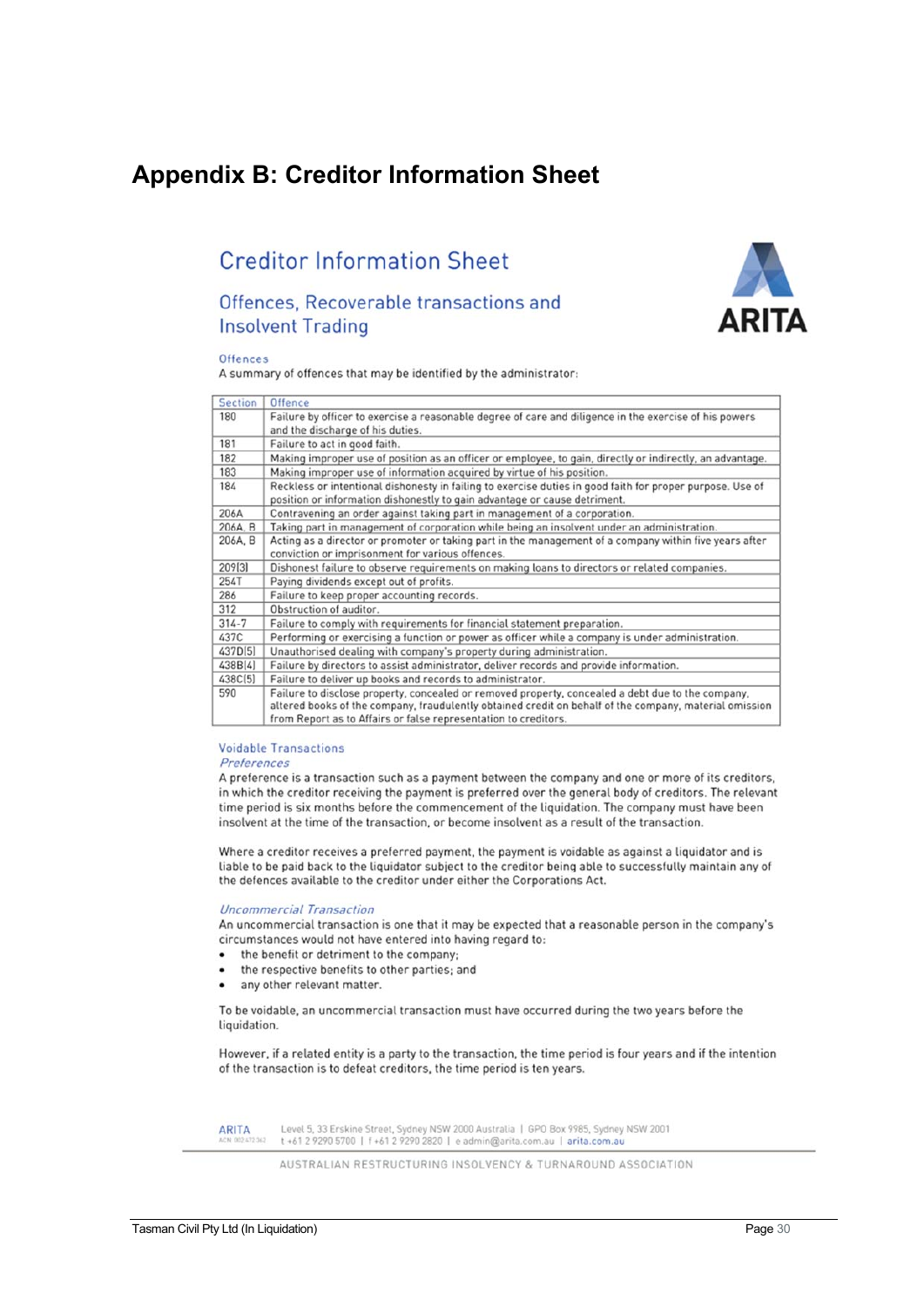# Appendix B: Creditor Information Sheet

## Creditor Information Sheet

### Offences, Recoverable transactions and Insolvent Trading

ARITA

#### Offences

A summary of offences that may be identified by the administrator:

| Section | Offence |
|---|---|
| 180 | Failure by officer to exercise a reasonable degree of care and diligence in the exercise of his powers and the discharge of his duties. |
| 181 | Failure to act in good faith. |
| 182 | Making improper use of position as an officer or employee, to gain, directly or indirectly, an advantage. |
| 183 | Making improper use of information acquired by virtue of his position. |
| 184 | Reckless or intentional dishonesty in failing to exercise duties in good faith for proper purpose. Use of position or information dishonestly to gain advantage or cause detriment. |
| 206A | Contravening an order against taking part in management of a corporation. |
| 206A, B | Taking part in management of corporation while being an insolvent under an administration. |
| 206A, B | Acting as a director or promoter or taking part in the management of a company within five years after conviction or imprisonment for various offences. |
| 209(3) | Dishonest failure to observe requirements on making loans to directors or related companies. |
| 254T | Paying dividends except out of profits. |
| 286 | Failure to keep proper accounting records. |
| 312 | Obstruction of auditor. |
| 314-7 | Failure to comply with requirements for financial statement preparation. |
| 437C | Performing or exercising a function or power as officer while a company is under administration. |
| 437D(5) | Unauthorised dealing with company's property during administration. |
| 438B(4) | Failure by directors to assist administrator, deliver records and provide information. |
| 438C(5) | Failure to deliver up books and records to administrator. |
| 590 | Failure to disclose property, concealed or removed property, concealed a debt due to the company, altered books of the company, fraudulently obtained credit on behalf of the company, material omission from Report as to Affairs or false representation to creditors. |

#### Voidable Transactions

*Preferences*

A preference is a transaction such as a payment between the company and one or more of its creditors, in which the creditor receiving the payment is preferred over the general body of creditors. The relevant time period is six months before the commencement of the liquidation. The company must have been insolvent at the time of the transaction, or become insolvent as a result of the transaction.

Where a creditor receives a preferred payment, the payment is voidable as against a liquidator and is liable to be paid back to the liquidator subject to the creditor being able to successfully maintain any of the defences available to the creditor under either the Corporations Act.

*Uncommercial Transaction*

An uncommercial transaction is one that it may be expected that a reasonable person in the company's circumstances would not have entered into having regard to:

- the benefit or detriment to the company;
- the respective benefits to other parties; and
- any other relevant matter.

To be voidable, an uncommercial transaction must have occurred during the two years before the liquidation.

However, if a related entity is a party to the transaction, the time period is four years and if the intention of the transaction is to defeat creditors, the time period is ten years.

ARITA ACN 002 472 362 Level 5, 33 Erskine Street, Sydney NSW 2000 Australia | GPO Box 9985, Sydney NSW 2001
t +61 2 9290 5700 | f +61 2 9290 2820 | e admin@arita.com.au | arita.com.au

AUSTRALIAN RESTRUCTURING INSOLVENCY & TURNAROUND ASSOCIATION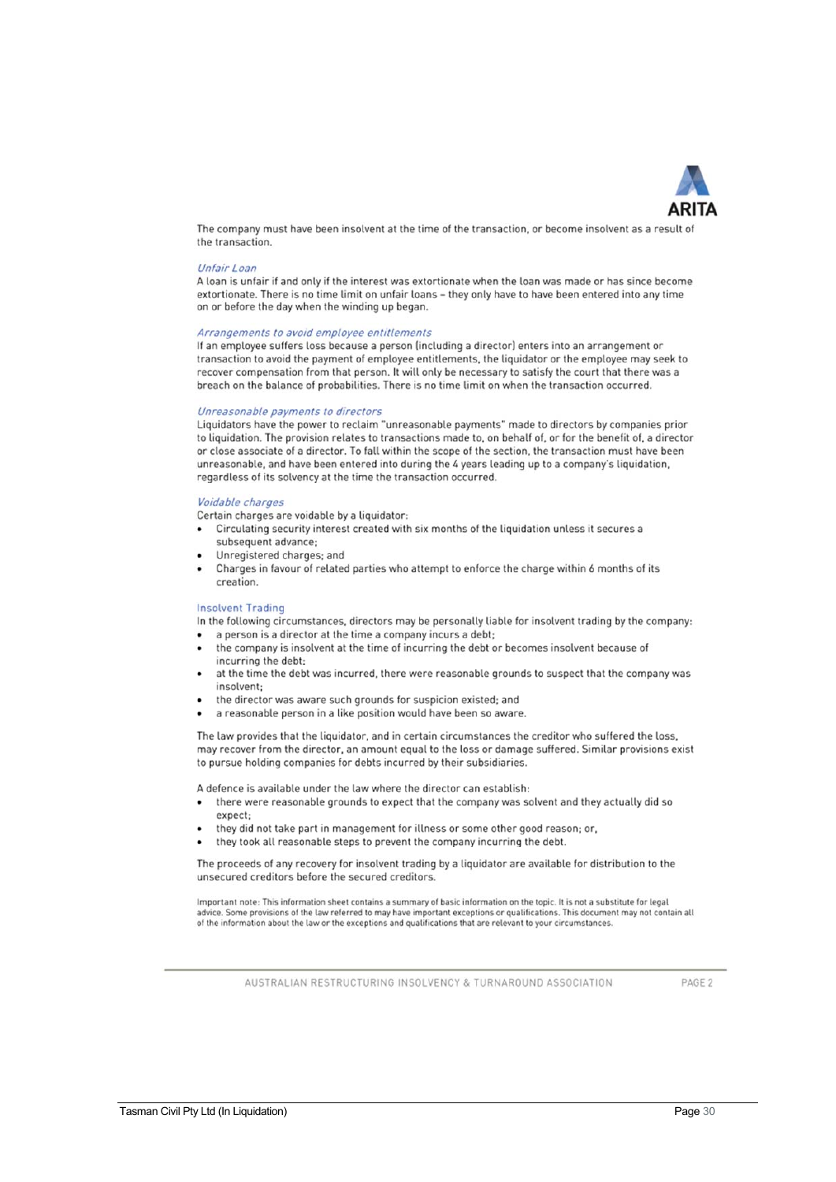The company must have been insolvent at the time of the transaction, or become insolvent as a result of the transaction.

*Unfair Loan*

A loan is unfair if and only if the interest was extortionate when the loan was made or has since become extortionate. There is no time limit on unfair loans – they only have to have been entered into any time on or before the day when the winding up began.

*Arrangements to avoid employee entitlements*

If an employee suffers loss because a person (including a director) enters into an arrangement or transaction to avoid the payment of employee entitlements, the liquidator or the employee may seek to recover compensation from that person. It will only be necessary to satisfy the court that there was a breach on the balance of probabilities. There is no time limit on when the transaction occurred.

*Unreasonable payments to directors*

Liquidators have the power to reclaim "unreasonable payments" made to directors by companies prior to liquidation. The provision relates to transactions made to, on behalf of, or for the benefit of, a director or close associate of a director. To fall within the scope of the section, the transaction must have been unreasonable, and have been entered into during the 4 years leading up to a company's liquidation, regardless of its solvency at the time the transaction occurred.

*Voidable charges*

Certain charges are voidable by a liquidator:

- Circulating security interest created with six months of the liquidation unless it secures a subsequent advance;
- Unregistered charges; and
- Charges in favour of related parties who attempt to enforce the charge within 6 months of its creation.

Insolvent Trading

In the following circumstances, directors may be personally liable for insolvent trading by the company:

- a person is a director at the time a company incurs a debt;
- the company is insolvent at the time of incurring the debt or becomes insolvent because of incurring the debt;
- at the time the debt was incurred, there were reasonable grounds to suspect that the company was insolvent;
- the director was aware such grounds for suspicion existed; and
- a reasonable person in a like position would have been so aware.

The law provides that the liquidator, and in certain circumstances the creditor who suffered the loss, may recover from the director, an amount equal to the loss or damage suffered. Similar provisions exist to pursue holding companies for debts incurred by their subsidiaries.

A defence is available under the law where the director can establish:

- there were reasonable grounds to expect that the company was solvent and they actually did so expect;
- they did not take part in management for illness or some other good reason; or,
- they took all reasonable steps to prevent the company incurring the debt.

The proceeds of any recovery for insolvent trading by a liquidator are available for distribution to the unsecured creditors before the secured creditors.

Important note: This information sheet contains a summary of basic information on the topic. It is not a substitute for legal advice. Some provisions of the law referred to may have important exceptions or qualifications. This document may not contain all of the information about the law or the exceptions and qualifications that are relevant to your circumstances.